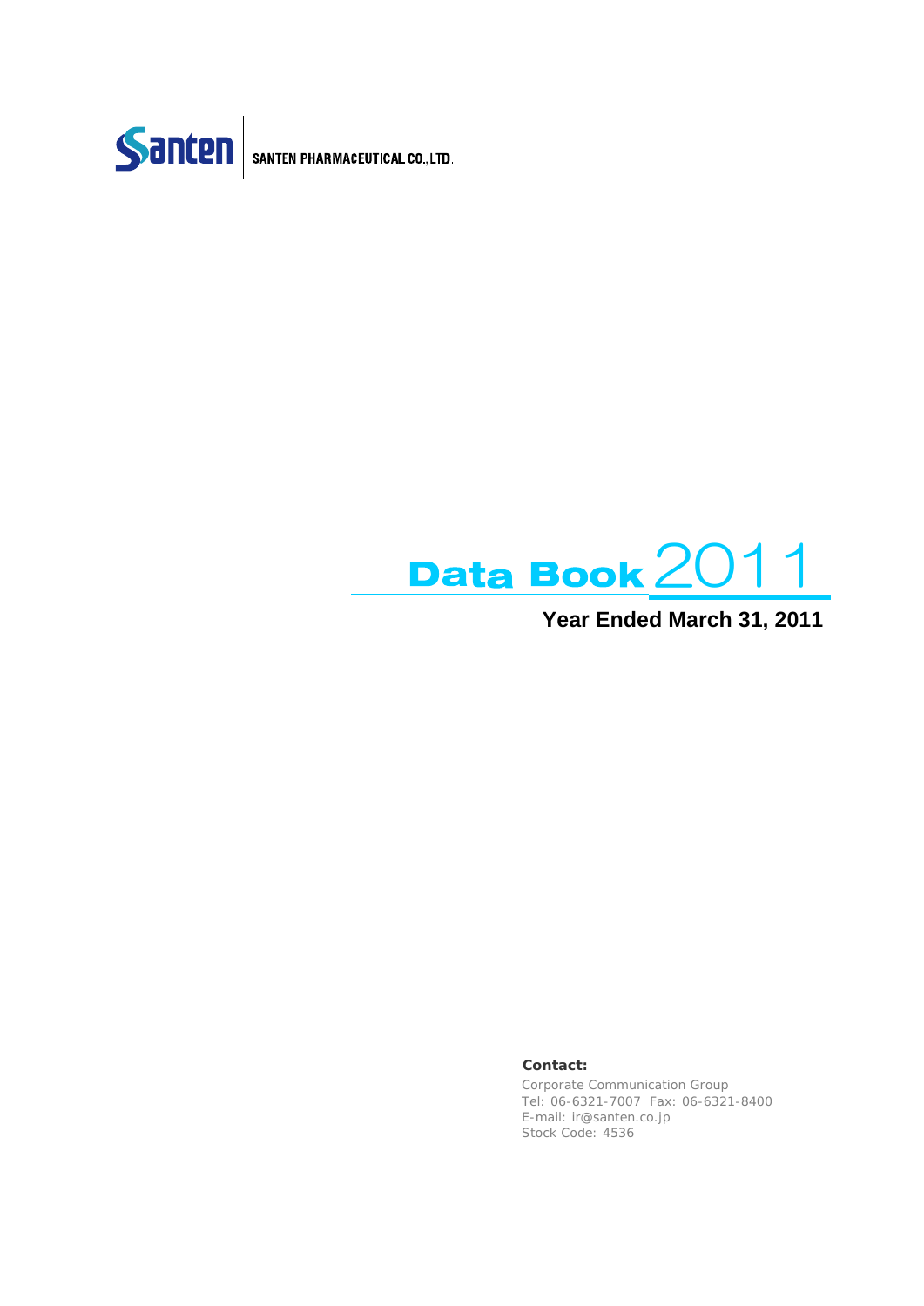Santen | SANTEN PHARMACEUTICAL CO.,LTD.

# Data Book 2011

**Year Ended March 31, 2011**

**Contact:**

Corporate Communication Group
Tel: 06-6321-7007 Fax: 06-6321-8400
E-mail: ir@santen.co.jp
Stock Code: 4536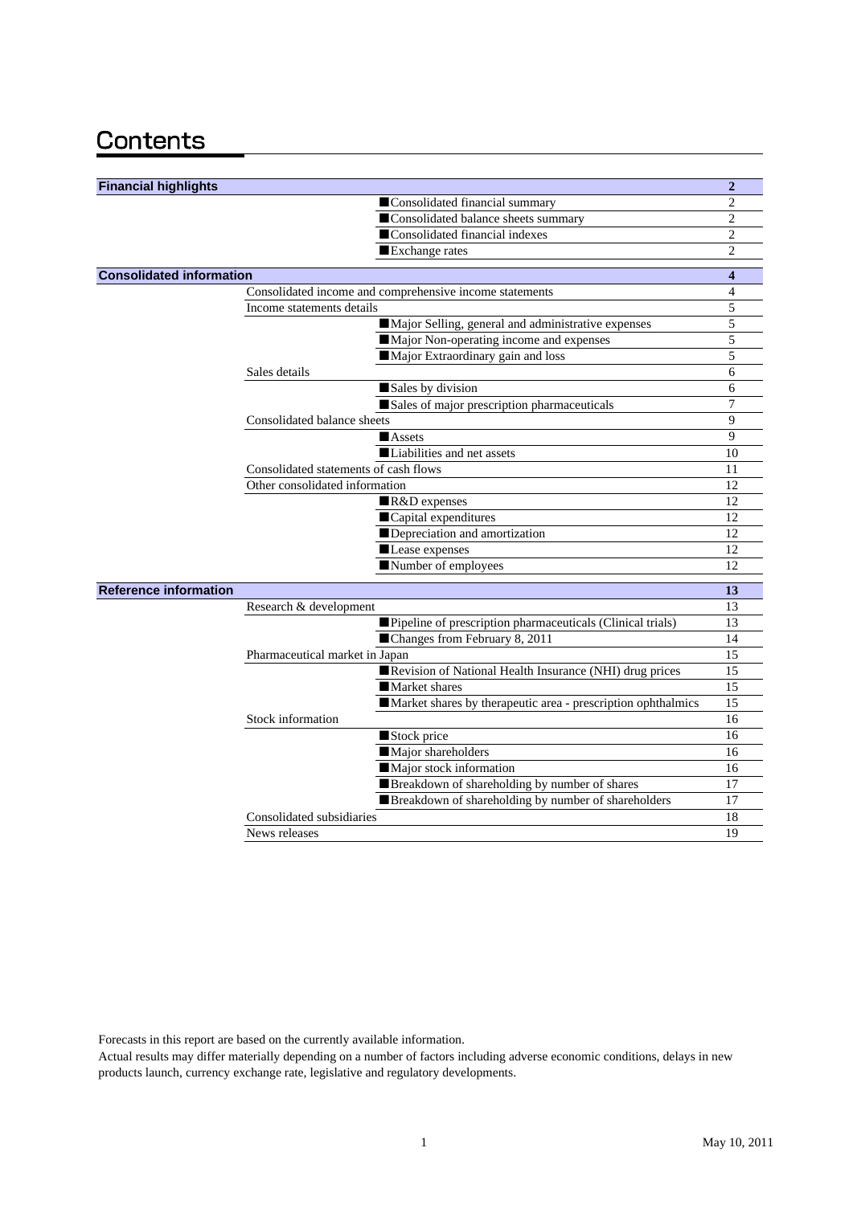# Contents

| Section | Subsection | Item | Page |
|---|---|---|---|
| **Financial highlights** | | | **2** |
| | | ■Consolidated financial summary | 2 |
| | | ■Consolidated balance sheets summary | 2 |
| | | ■Consolidated financial indexes | 2 |
| | | ■Exchange rates | 2 |
| **Consolidated information** | | | **4** |
| | Consolidated income and comprehensive income statements | | 4 |
| | Income statements details | | 5 |
| | | ■Major Selling, general and administrative expenses | 5 |
| | | ■Major Non-operating income and expenses | 5 |
| | | ■Major Extraordinary gain and loss | 5 |
| | Sales details | | 6 |
| | | ■Sales by division | 6 |
| | | ■Sales of major prescription pharmaceuticals | 7 |
| | Consolidated balance sheets | | 9 |
| | | ■Assets | 9 |
| | | ■Liabilities and net assets | 10 |
| | Consolidated statements of cash flows | | 11 |
| | Other consolidated information | | 12 |
| | | ■R&D expenses | 12 |
| | | ■Capital expenditures | 12 |
| | | ■Depreciation and amortization | 12 |
| | | ■Lease expenses | 12 |
| | | ■Number of employees | 12 |
| **Reference information** | | | **13** |
| | Research & development | | 13 |
| | | ■Pipeline of prescription pharmaceuticals (Clinical trials) | 13 |
| | | ■Changes from February 8, 2011 | 14 |
| | Pharmaceutical market in Japan | | 15 |
| | | ■Revision of National Health Insurance (NHI) drug prices | 15 |
| | | ■Market shares | 15 |
| | | ■Market shares by therapeutic area - prescription ophthalmics | 15 |
| | Stock information | | 16 |
| | | ■Stock price | 16 |
| | | ■Major shareholders | 16 |
| | | ■Major stock information | 16 |
| | | ■Breakdown of shareholding by number of shares | 17 |
| | | ■Breakdown of shareholding by number of shareholders | 17 |
| | Consolidated subsidiaries | | 18 |
| | News releases | | 19 |

Forecasts in this report are based on the currently available information.
Actual results may differ materially depending on a number of factors including adverse economic conditions, delays in new products launch, currency exchange rate, legislative and regulatory developments.

May 10, 2011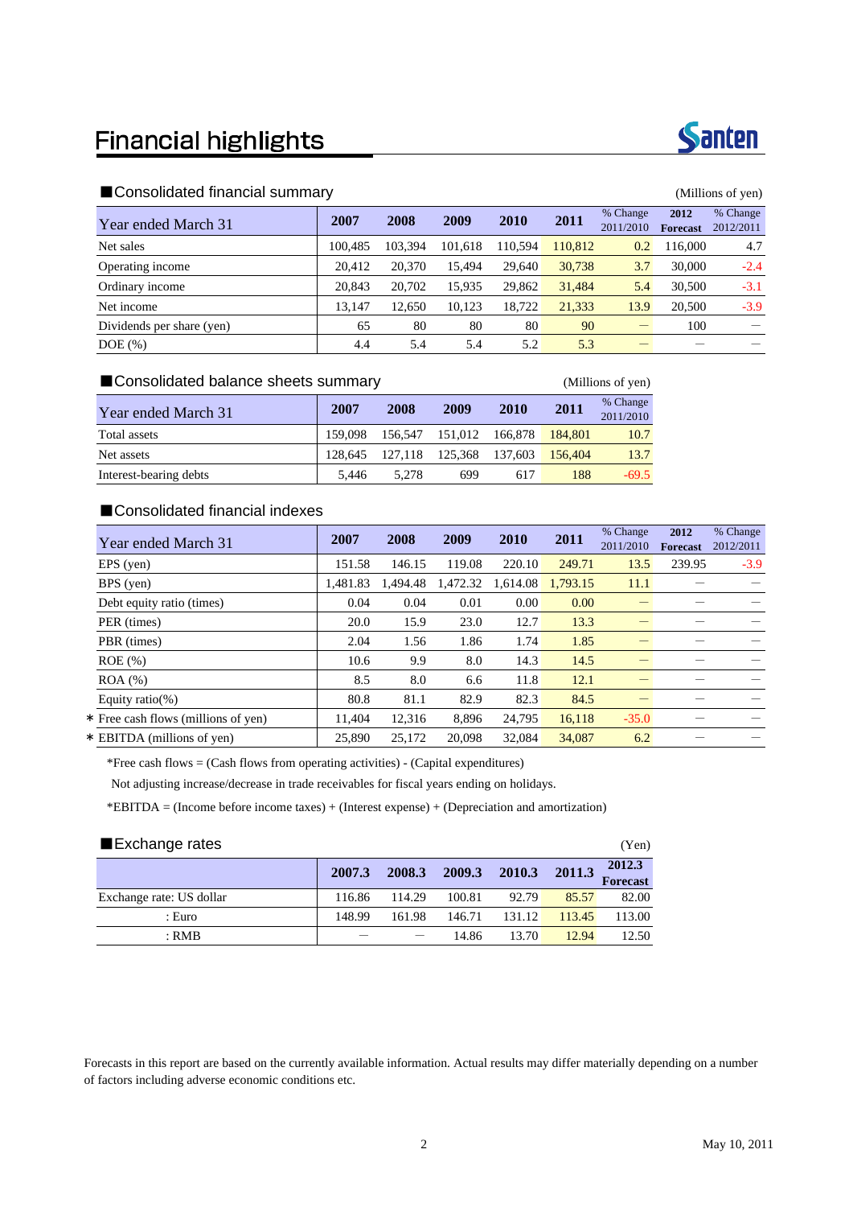# Financial highlights

Santen

## ■Consolidated financial summary

(Millions of yen)

| Year ended March 31 | 2007 | 2008 | 2009 | 2010 | 2011 | % Change 2011/2010 | 2012 Forecast | % Change 2012/2011 |
|---|---|---|---|---|---|---|---|---|
| Net sales | 100,485 | 103,394 | 101,618 | 110,594 | 110,812 | 0.2 | 116,000 | 4.7 |
| Operating income | 20,412 | 20,370 | 15,494 | 29,640 | 30,738 | 3.7 | 30,000 | -2.4 |
| Ordinary income | 20,843 | 20,702 | 15,935 | 29,862 | 31,484 | 5.4 | 30,500 | -3.1 |
| Net income | 13,147 | 12,650 | 10,123 | 18,722 | 21,333 | 13.9 | 20,500 | -3.9 |
| Dividends per share (yen) | 65 | 80 | 80 | 80 | 90 | － | 100 | － |
| DOE (%) | 4.4 | 5.4 | 5.4 | 5.2 | 5.3 | － | － | － |

## ■Consolidated balance sheets summary

(Millions of yen)

| Year ended March 31 | 2007 | 2008 | 2009 | 2010 | 2011 | % Change 2011/2010 |
|---|---|---|---|---|---|---|
| Total assets | 159,098 | 156,547 | 151,012 | 166,878 | 184,801 | 10.7 |
| Net assets | 128,645 | 127,118 | 125,368 | 137,603 | 156,404 | 13.7 |
| Interest-bearing debts | 5,446 | 5,278 | 699 | 617 | 188 | -69.5 |

## ■Consolidated financial indexes

| Year ended March 31 | 2007 | 2008 | 2009 | 2010 | 2011 | % Change 2011/2010 | 2012 Forecast | % Change 2012/2011 |
|---|---|---|---|---|---|---|---|---|
| EPS (yen) | 151.58 | 146.15 | 119.08 | 220.10 | 249.71 | 13.5 | 239.95 | -3.9 |
| BPS (yen) | 1,481.83 | 1,494.48 | 1,472.32 | 1,614.08 | 1,793.15 | 11.1 | － | － |
| Debt equity ratio (times) | 0.04 | 0.04 | 0.01 | 0.00 | 0.00 | － | － | － |
| PER (times) | 20.0 | 15.9 | 23.0 | 12.7 | 13.3 | － | － | － |
| PBR (times) | 2.04 | 1.56 | 1.86 | 1.74 | 1.85 | － | － | － |
| ROE (%) | 10.6 | 9.9 | 8.0 | 14.3 | 14.5 | － | － | － |
| ROA (%) | 8.5 | 8.0 | 6.6 | 11.8 | 12.1 | － | － | － |
| Equity ratio(%) | 80.8 | 81.1 | 82.9 | 82.3 | 84.5 | － | － | － |
| * Free cash flows (millions of yen) | 11,404 | 12,316 | 8,896 | 24,795 | 16,118 | -35.0 | － | － |
| * EBITDA (millions of yen) | 25,890 | 25,172 | 20,098 | 32,084 | 34,087 | 6.2 | － | － |

*Free cash flows = (Cash flows from operating activities) - (Capital expenditures)

Not adjusting increase/decrease in trade receivables for fiscal years ending on holidays.

*EBITDA = (Income before income taxes) + (Interest expense) + (Depreciation and amortization)

## ■Exchange rates

(Yen)

| | 2007.3 | 2008.3 | 2009.3 | 2010.3 | 2011.3 | 2012.3 Forecast |
|---|---|---|---|---|---|---|
| Exchange rate: US dollar | 116.86 | 114.29 | 100.81 | 92.79 | 85.57 | 82.00 |
| : Euro | 148.99 | 161.98 | 146.71 | 131.12 | 113.45 | 113.00 |
| : RMB | － | － | 14.86 | 13.70 | 12.94 | 12.50 |

Forecasts in this report are based on the currently available information. Actual results may differ materially depending on a number of factors including adverse economic conditions etc.

May 10, 2011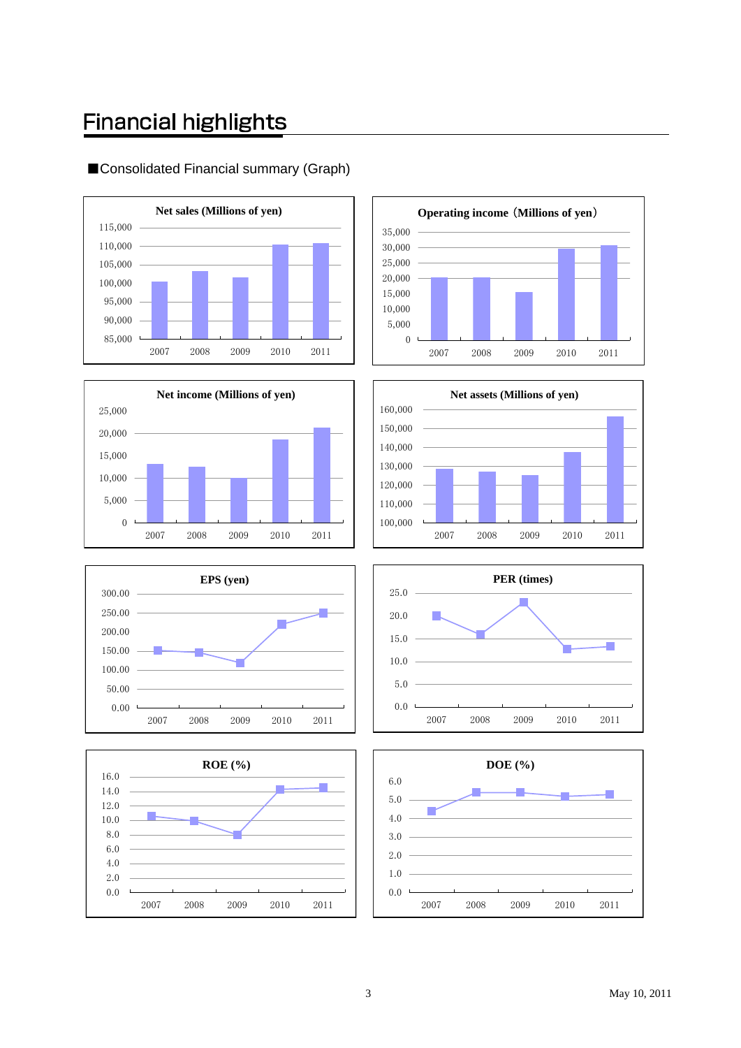# Financial highlights

■Consolidated Financial summary (Graph)

**Net sales (Millions of yen)**

Y-axis: 85,000 – 115,000

2007 2008 2009 2010 2011

**Operating income（Millions of yen）**

Y-axis: 0 – 35,000

2007 2008 2009 2010 2011

**Net income (Millions of yen)**

Y-axis: 0 – 25,000

2007 2008 2009 2010 2011

**Net assets (Millions of yen)**

Y-axis: 100,000 – 160,000

2007 2008 2009 2010 2011

**EPS (yen)**

Y-axis: 0.00 – 300.00

2007 2008 2009 2010 2011

**PER (times)**

Y-axis: 0.0 – 25.0

2007 2008 2009 2010 2011

**ROE (%)**

Y-axis: 0.0 – 16.0

2007 2008 2009 2010 2011

**DOE (%)**

Y-axis: 0.0 – 6.0

2007 2008 2009 2010 2011

May 10, 2011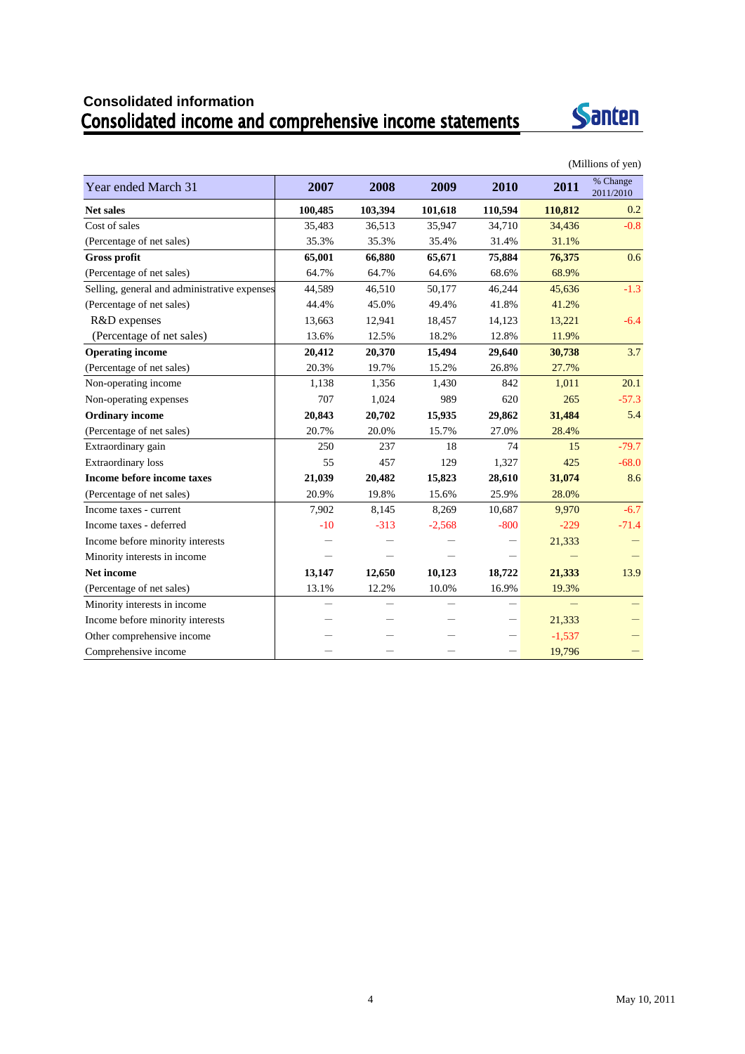## Consolidated information

# Consolidated income and comprehensive income statements

(Millions of yen)

| Year ended March 31 | 2007 | 2008 | 2009 | 2010 | 2011 | % Change 2011/2010 |
|---|---|---|---|---|---|---|
| **Net sales** | **100,485** | **103,394** | **101,618** | **110,594** | **110,812** | 0.2 |
| Cost of sales | 35,483 | 36,513 | 35,947 | 34,710 | 34,436 | -0.8 |
| (Percentage of net sales) | 35.3% | 35.3% | 35.4% | 31.4% | 31.1% | |
| **Gross profit** | **65,001** | **66,880** | **65,671** | **75,884** | **76,375** | 0.6 |
| (Percentage of net sales) | 64.7% | 64.7% | 64.6% | 68.6% | 68.9% | |
| Selling, general and administrative expenses | 44,589 | 46,510 | 50,177 | 46,244 | 45,636 | -1.3 |
| (Percentage of net sales) | 44.4% | 45.0% | 49.4% | 41.8% | 41.2% | |
| R&D expenses | 13,663 | 12,941 | 18,457 | 14,123 | 13,221 | -6.4 |
| (Percentage of net sales) | 13.6% | 12.5% | 18.2% | 12.8% | 11.9% | |
| **Operating income** | **20,412** | **20,370** | **15,494** | **29,640** | **30,738** | 3.7 |
| (Percentage of net sales) | 20.3% | 19.7% | 15.2% | 26.8% | 27.7% | |
| Non-operating income | 1,138 | 1,356 | 1,430 | 842 | 1,011 | 20.1 |
| Non-operating expenses | 707 | 1,024 | 989 | 620 | 265 | -57.3 |
| **Ordinary income** | **20,843** | **20,702** | **15,935** | **29,862** | **31,484** | 5.4 |
| (Percentage of net sales) | 20.7% | 20.0% | 15.7% | 27.0% | 28.4% | |
| Extraordinary gain | 250 | 237 | 18 | 74 | 15 | -79.7 |
| Extraordinary loss | 55 | 457 | 129 | 1,327 | 425 | -68.0 |
| **Income before income taxes** | **21,039** | **20,482** | **15,823** | **28,610** | **31,074** | 8.6 |
| (Percentage of net sales) | 20.9% | 19.8% | 15.6% | 25.9% | 28.0% | |
| Income taxes - current | 7,902 | 8,145 | 8,269 | 10,687 | 9,970 | -6.7 |
| Income taxes - deferred | -10 | -313 | -2,568 | -800 | -229 | -71.4 |
| Income before minority interests | — | — | — | — | 21,333 | — |
| Minority interests in income | — | — | — | — | — | — |
| **Net income** | **13,147** | **12,650** | **10,123** | **18,722** | **21,333** | 13.9 |
| (Percentage of net sales) | 13.1% | 12.2% | 10.0% | 16.9% | 19.3% | |
| Minority interests in income | — | — | — | — | — | — |
| Income before minority interests | — | — | — | — | 21,333 | — |
| Other comprehensive income | — | — | — | — | -1,537 | — |
| Comprehensive income | — | — | — | — | 19,796 | — |

May 10, 2011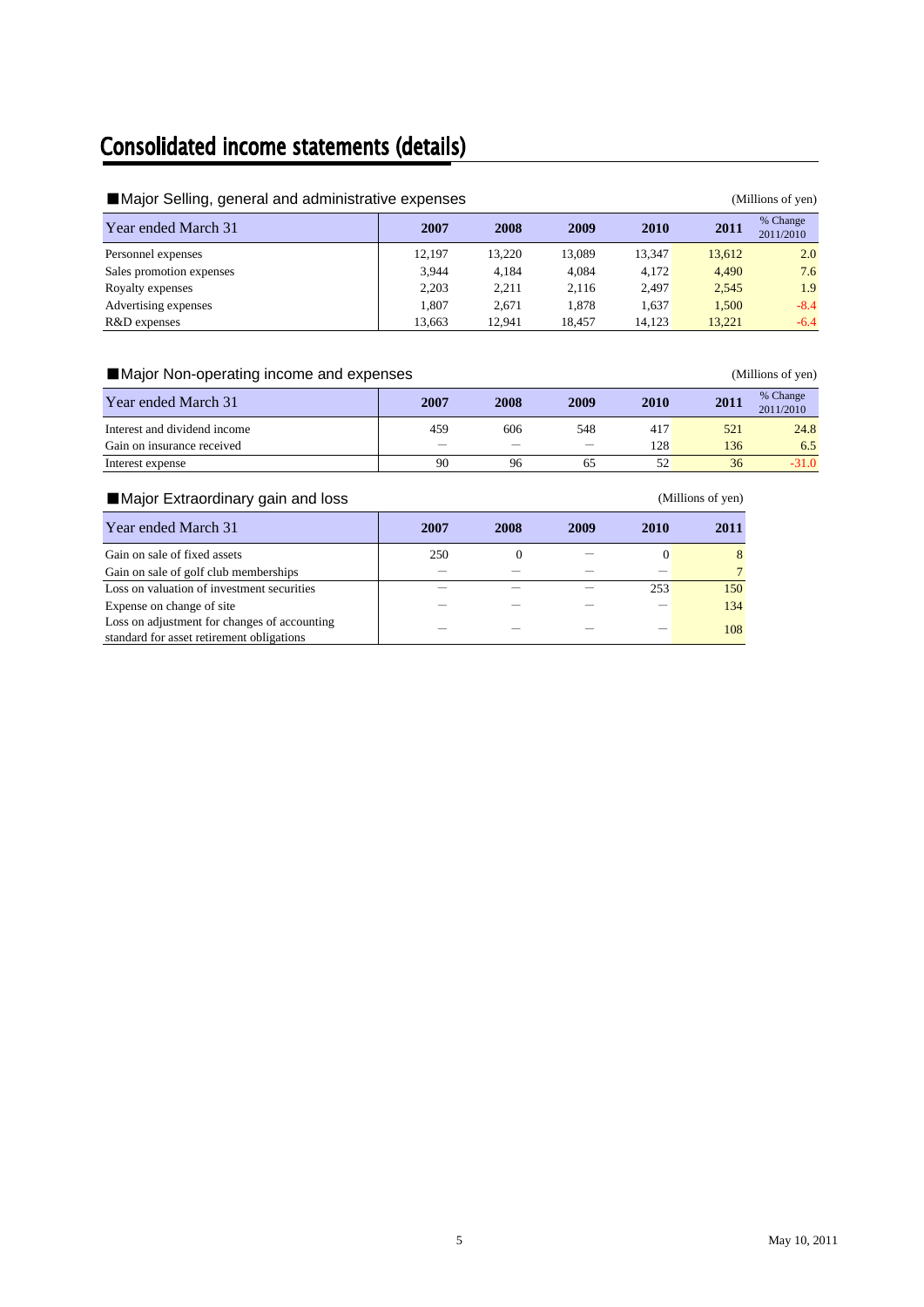# Consolidated income statements (details)

## ■Major Selling, general and administrative expenses

(Millions of yen)

| Year ended March 31 | 2007 | 2008 | 2009 | 2010 | 2011 | % Change 2011/2010 |
|---|---|---|---|---|---|---|
| Personnel expenses | 12,197 | 13,220 | 13,089 | 13,347 | 13,612 | 2.0 |
| Sales promotion expenses | 3,944 | 4,184 | 4,084 | 4,172 | 4,490 | 7.6 |
| Royalty expenses | 2,203 | 2,211 | 2,116 | 2,497 | 2,545 | 1.9 |
| Advertising expenses | 1,807 | 2,671 | 1,878 | 1,637 | 1,500 | -8.4 |
| R&D expenses | 13,663 | 12,941 | 18,457 | 14,123 | 13,221 | -6.4 |

## ■Major Non-operating income and expenses

(Millions of yen)

| Year ended March 31 | 2007 | 2008 | 2009 | 2010 | 2011 | % Change 2011/2010 |
|---|---|---|---|---|---|---|
| Interest and dividend income | 459 | 606 | 548 | 417 | 521 | 24.8 |
| Gain on insurance received | — | — | — | 128 | 136 | 6.5 |
| Interest expense | 90 | 96 | 65 | 52 | 36 | -31.0 |

## ■Major Extraordinary gain and loss

(Millions of yen)

| Year ended March 31 | 2007 | 2008 | 2009 | 2010 | 2011 |
|---|---|---|---|---|---|
| Gain on sale of fixed assets | 250 | 0 | — | 0 | 8 |
| Gain on sale of golf club memberships | — | — | — | — | 7 |
| Loss on valuation of investment securities | — | — | — | 253 | 150 |
| Expense on change of site | — | — | — | — | 134 |
| Loss on adjustment for changes of accounting standard for asset retirement obligations | — | — | — | — | 108 |

May 10, 2011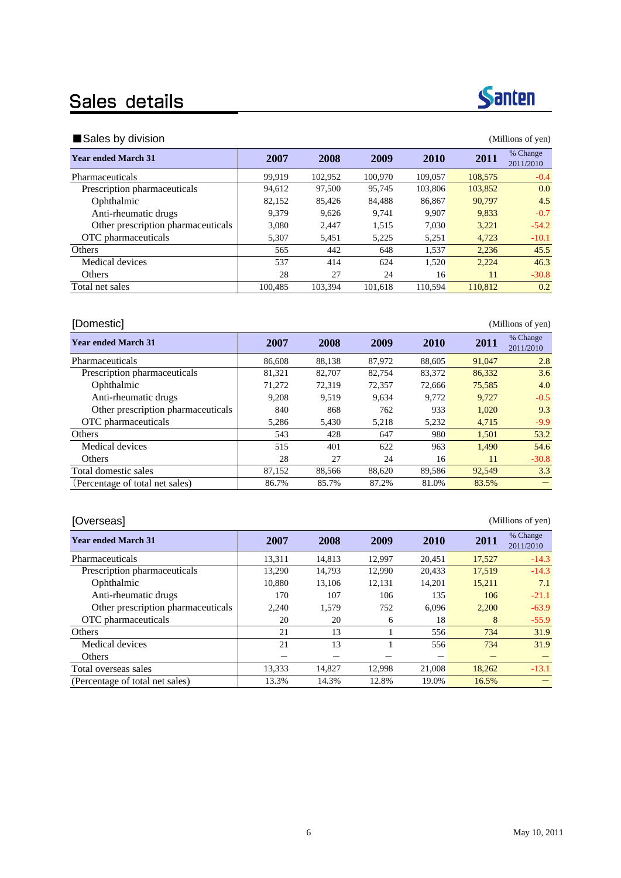# Sales details

Santen

## ■Sales by division

(Millions of yen)

| Year ended March 31 | 2007 | 2008 | 2009 | 2010 | 2011 | % Change 2011/2010 |
|---|---|---|---|---|---|---|
| Pharmaceuticals | 99,919 | 102,952 | 100,970 | 109,057 | 108,575 | -0.4 |
| Prescription pharmaceuticals | 94,612 | 97,500 | 95,745 | 103,806 | 103,852 | 0.0 |
| Ophthalmic | 82,152 | 85,426 | 84,488 | 86,867 | 90,797 | 4.5 |
| Anti-rheumatic drugs | 9,379 | 9,626 | 9,741 | 9,907 | 9,833 | -0.7 |
| Other prescription pharmaceuticals | 3,080 | 2,447 | 1,515 | 7,030 | 3,221 | -54.2 |
| OTC pharmaceuticals | 5,307 | 5,451 | 5,225 | 5,251 | 4,723 | -10.1 |
| Others | 565 | 442 | 648 | 1,537 | 2,236 | 45.5 |
| Medical devices | 537 | 414 | 624 | 1,520 | 2,224 | 46.3 |
| Others | 28 | 27 | 24 | 16 | 11 | -30.8 |
| Total net sales | 100,485 | 103,394 | 101,618 | 110,594 | 110,812 | 0.2 |

## [Domestic]

(Millions of yen)

| Year ended March 31 | 2007 | 2008 | 2009 | 2010 | 2011 | % Change 2011/2010 |
|---|---|---|---|---|---|---|
| Pharmaceuticals | 86,608 | 88,138 | 87,972 | 88,605 | 91,047 | 2.8 |
| Prescription pharmaceuticals | 81,321 | 82,707 | 82,754 | 83,372 | 86,332 | 3.6 |
| Ophthalmic | 71,272 | 72,319 | 72,357 | 72,666 | 75,585 | 4.0 |
| Anti-rheumatic drugs | 9,208 | 9,519 | 9,634 | 9,772 | 9,727 | -0.5 |
| Other prescription pharmaceuticals | 840 | 868 | 762 | 933 | 1,020 | 9.3 |
| OTC pharmaceuticals | 5,286 | 5,430 | 5,218 | 5,232 | 4,715 | -9.9 |
| Others | 543 | 428 | 647 | 980 | 1,501 | 53.2 |
| Medical devices | 515 | 401 | 622 | 963 | 1,490 | 54.6 |
| Others | 28 | 27 | 24 | 16 | 11 | -30.8 |
| Total domestic sales | 87,152 | 88,566 | 88,620 | 89,586 | 92,549 | 3.3 |
| (Percentage of total net sales) | 86.7% | 85.7% | 87.2% | 81.0% | 83.5% | — |

## [Overseas]

(Millions of yen)

| Year ended March 31 | 2007 | 2008 | 2009 | 2010 | 2011 | % Change 2011/2010 |
|---|---|---|---|---|---|---|
| Pharmaceuticals | 13,311 | 14,813 | 12,997 | 20,451 | 17,527 | -14.3 |
| Prescription pharmaceuticals | 13,290 | 14,793 | 12,990 | 20,433 | 17,519 | -14.3 |
| Ophthalmic | 10,880 | 13,106 | 12,131 | 14,201 | 15,211 | 7.1 |
| Anti-rheumatic drugs | 170 | 107 | 106 | 135 | 106 | -21.1 |
| Other prescription pharmaceuticals | 2,240 | 1,579 | 752 | 6,096 | 2,200 | -63.9 |
| OTC pharmaceuticals | 20 | 20 | 6 | 18 | 8 | -55.9 |
| Others | 21 | 13 | 1 | 556 | 734 | 31.9 |
| Medical devices | 21 | 13 | 1 | 556 | 734 | 31.9 |
| Others | — | — | — | — | — | — |
| Total overseas sales | 13,333 | 14,827 | 12,998 | 21,008 | 18,262 | -13.1 |
| (Percentage of total net sales) | 13.3% | 14.3% | 12.8% | 19.0% | 16.5% | — |

May 10, 2011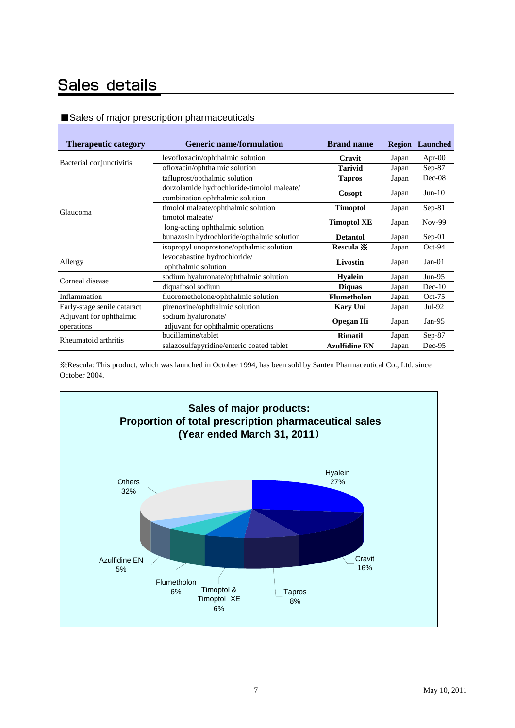# Sales details

■Sales of major prescription pharmaceuticals

| Therapeutic category | Generic name/formulation | Brand name | Region | Launched |
|---|---|---|---|---|
| Bacterial conjunctivitis | levofloxacin/ophthalmic solution | **Cravit** | Japan | Apr-00 |
| | ofloxacin/ophthalmic solution | **Tarivid** | Japan | Sep-87 |
| Glaucoma | tafluprost/opthalmic solution | **Tapros** | Japan | Dec-08 |
| | dorzolamide hydrochloride-timolol maleate/ combination ophthalmic solution | **Cosopt** | Japan | Jun-10 |
| | timolol maleate/ophthalmic solution | **Timoptol** | Japan | Sep-81 |
| | timotol maleate/ long-acting ophthalmic solution | **Timoptol XE** | Japan | Nov-99 |
| | bunazosin hydrochloride/opthalmic solution | **Detantol** | Japan | Sep-01 |
| | isopropyl unoprostone/opthalmic solution | **Rescula ※** | Japan | Oct-94 |
| Allergy | levocabastine hydrochloride/ ophthalmic solution | **Livostin** | Japan | Jan-01 |
| Corneal disease | sodium hyaluronate/ophthalmic solution | **Hyalein** | Japan | Jun-95 |
| | diquafosol sodium | **Diquas** | Japan | Dec-10 |
| Inflammation | fluorometholone/ophthalmic solution | **Flumetholon** | Japan | Oct-75 |
| Early-stage senile cataract | pirenoxine/ophthalmic solution | **Kary Uni** | Japan | Jul-92 |
| Adjuvant for ophthalmic operations | sodium hyaluronate/ adjuvant for ophthalmic operations | **Opegan Hi** | Japan | Jan-95 |
| Rheumatoid arthritis | bucillamine/tablet | **Rimatil** | Japan | Sep-87 |
| | salazosulfapyridine/enteric coated tablet | **Azulfidine EN** | Japan | Dec-95 |

※Rescula: This product, which was launched in October 1994, has been sold by Santen Pharmaceutical Co., Ltd. since October 2004.

**Sales of major products: Proportion of total prescription pharmaceutical sales (Year ended March 31, 2011)**

| Product | Proportion |
|---|---|
| Hyalein | 27% |
| Cravit | 16% |
| Tapros | 8% |
| Timoptol & Timoptol XE | 6% |
| Flumetholon | 6% |
| Azulfidine EN | 5% |
| Others | 32% |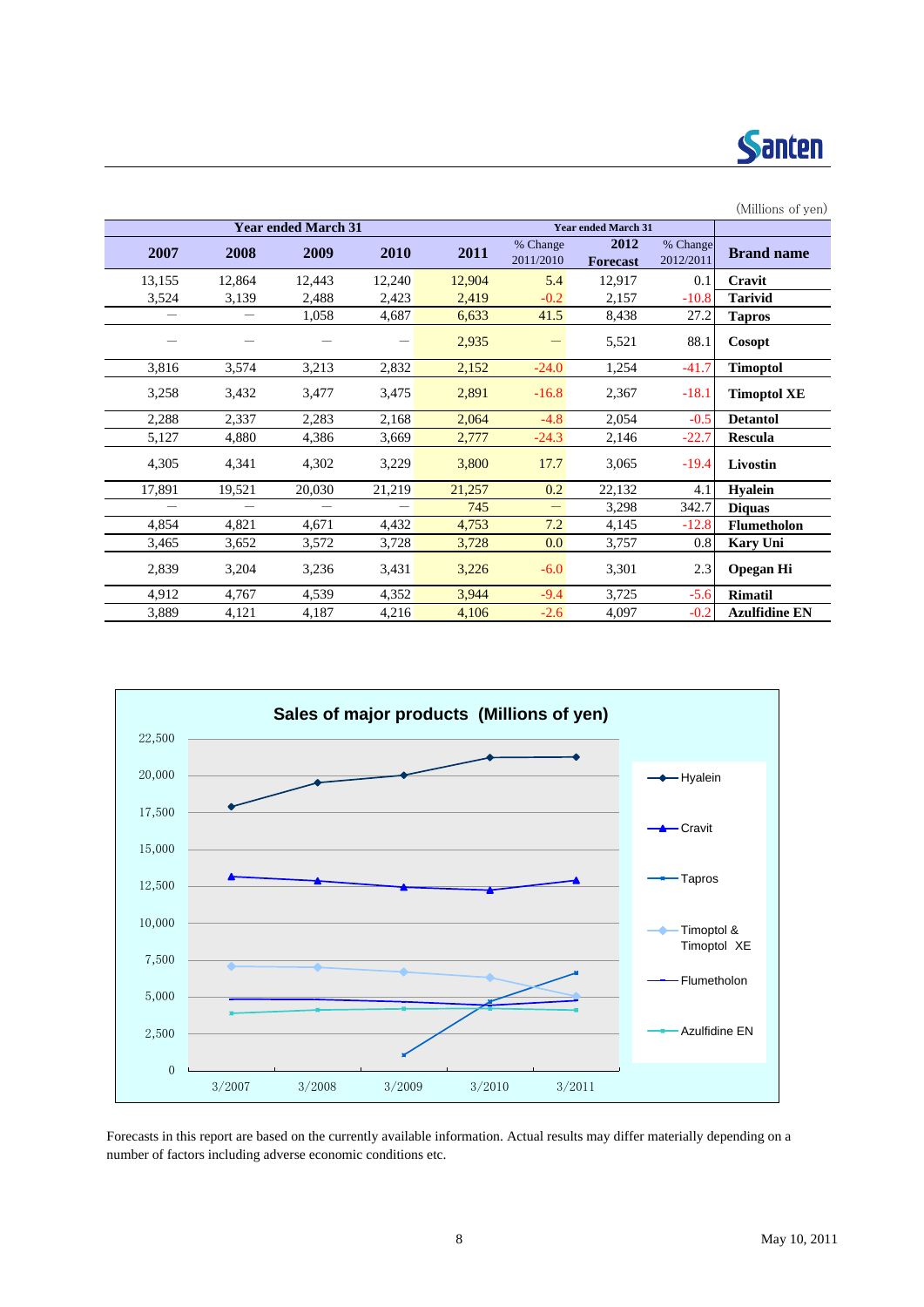(Millions of yen)

| Year ended March 31 | | | | | | Year ended March 31 | | |
|---|---|---|---|---|---|---|---|---|
| 2007 | 2008 | 2009 | 2010 | 2011 | % Change 2011/2010 | 2012 Forecast | % Change 2012/2011 | Brand name |
| 13,155 | 12,864 | 12,443 | 12,240 | 12,904 | 5.4 | 12,917 | 0.1 | **Cravit** |
| 3,524 | 3,139 | 2,488 | 2,423 | 2,419 | -0.2 | 2,157 | -10.8 | **Tarivid** |
| ― | ― | 1,058 | 4,687 | 6,633 | 41.5 | 8,438 | 27.2 | **Tapros** |
| ― | ― | ― | ― | 2,935 | ― | 5,521 | 88.1 | **Cosopt** |
| 3,816 | 3,574 | 3,213 | 2,832 | 2,152 | -24.0 | 1,254 | -41.7 | **Timoptol** |
| 3,258 | 3,432 | 3,477 | 3,475 | 2,891 | -16.8 | 2,367 | -18.1 | **Timoptol XE** |
| 2,288 | 2,337 | 2,283 | 2,168 | 2,064 | -4.8 | 2,054 | -0.5 | **Detantol** |
| 5,127 | 4,880 | 4,386 | 3,669 | 2,777 | -24.3 | 2,146 | -22.7 | **Rescula** |
| 4,305 | 4,341 | 4,302 | 3,229 | 3,800 | 17.7 | 3,065 | -19.4 | **Livostin** |
| 17,891 | 19,521 | 20,030 | 21,219 | 21,257 | 0.2 | 22,132 | 4.1 | **Hyalein** |
| ― | ― | ― | ― | 745 | ― | 3,298 | 342.7 | **Diquas** |
| 4,854 | 4,821 | 4,671 | 4,432 | 4,753 | 7.2 | 4,145 | -12.8 | **Flumetholon** |
| 3,465 | 3,652 | 3,572 | 3,728 | 3,728 | 0.0 | 3,757 | 0.8 | **Kary Uni** |
| 2,839 | 3,204 | 3,236 | 3,431 | 3,226 | -6.0 | 3,301 | 2.3 | **Opegan Hi** |
| 4,912 | 4,767 | 4,539 | 4,352 | 3,944 | -9.4 | 3,725 | -5.6 | **Rimatil** |
| 3,889 | 4,121 | 4,187 | 4,216 | 4,106 | -2.6 | 4,097 | -0.2 | **Azulfidine EN** |

**Sales of major products (Millions of yen)**

Forecasts in this report are based on the currently available information. Actual results may differ materially depending on a number of factors including adverse economic conditions etc.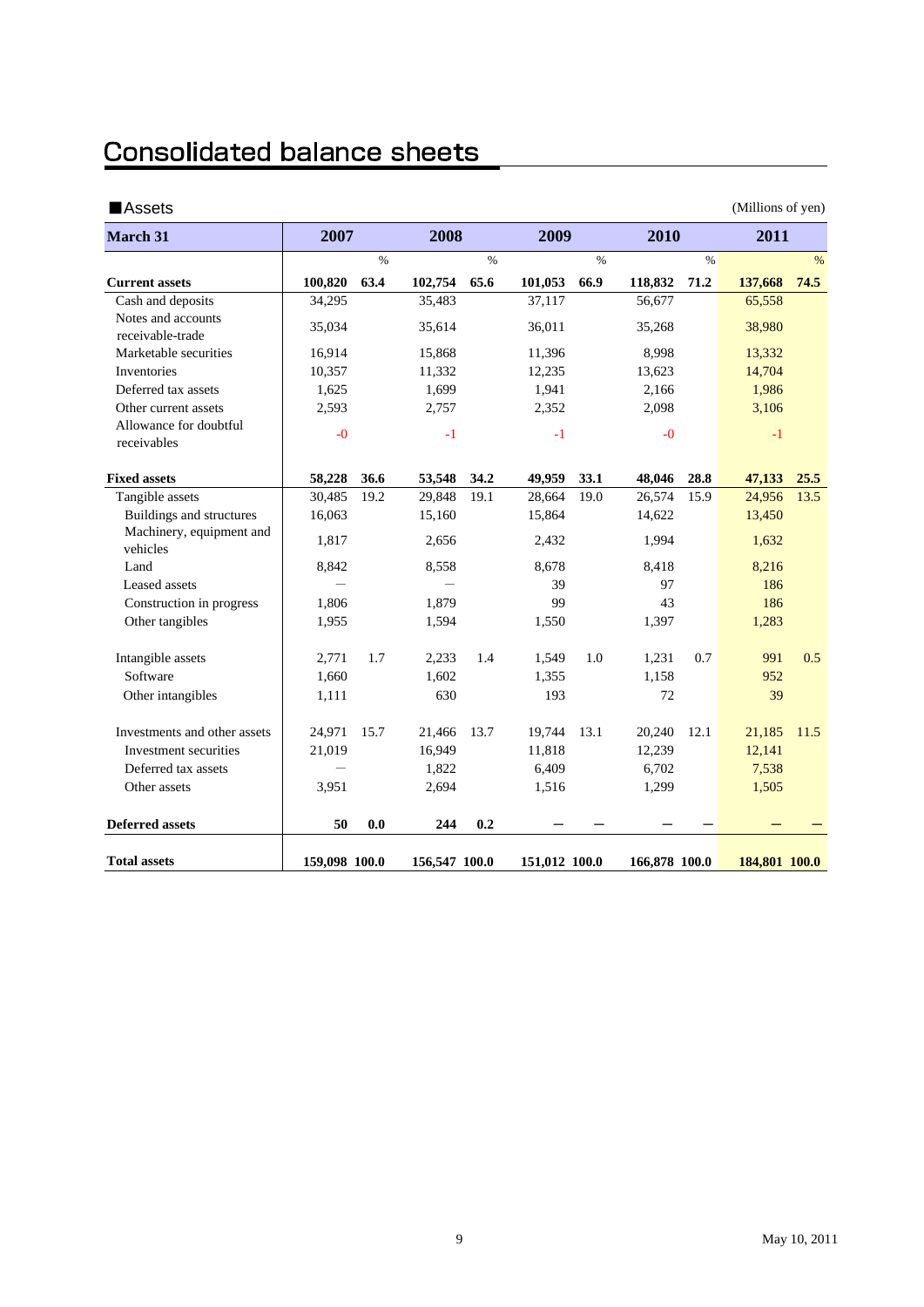# Consolidated balance sheets

## ■Assets

(Millions of yen)

| March 31 | 2007 | | 2008 | | 2009 | | 2010 | | 2011 | |
|---|---|---|---|---|---|---|---|---|---|---|
| | | % | | % | | % | | % | | % |
| **Current assets** | **100,820** | **63.4** | **102,754** | **65.6** | **101,053** | **66.9** | **118,832** | **71.2** | **137,668** | **74.5** |
| Cash and deposits | 34,295 | | 35,483 | | 37,117 | | 56,677 | | 65,558 | |
| Notes and accounts receivable-trade | 35,034 | | 35,614 | | 36,011 | | 35,268 | | 38,980 | |
| Marketable securities | 16,914 | | 15,868 | | 11,396 | | 8,998 | | 13,332 | |
| Inventories | 10,357 | | 11,332 | | 12,235 | | 13,623 | | 14,704 | |
| Deferred tax assets | 1,625 | | 1,699 | | 1,941 | | 2,166 | | 1,986 | |
| Other current assets | 2,593 | | 2,757 | | 2,352 | | 2,098 | | 3,106 | |
| Allowance for doubtful receivables | -0 | | -1 | | -1 | | -0 | | -1 | |
| **Fixed assets** | **58,228** | **36.6** | **53,548** | **34.2** | **49,959** | **33.1** | **48,046** | **28.8** | **47,133** | **25.5** |
| Tangible assets | 30,485 | 19.2 | 29,848 | 19.1 | 28,664 | 19.0 | 26,574 | 15.9 | 24,956 | 13.5 |
| Buildings and structures | 16,063 | | 15,160 | | 15,864 | | 14,622 | | 13,450 | |
| Machinery, equipment and vehicles | 1,817 | | 2,656 | | 2,432 | | 1,994 | | 1,632 | |
| Land | 8,842 | | 8,558 | | 8,678 | | 8,418 | | 8,216 | |
| Leased assets | — | | — | | 39 | | 97 | | 186 | |
| Construction in progress | 1,806 | | 1,879 | | 99 | | 43 | | 186 | |
| Other tangibles | 1,955 | | 1,594 | | 1,550 | | 1,397 | | 1,283 | |
| Intangible assets | 2,771 | 1.7 | 2,233 | 1.4 | 1,549 | 1.0 | 1,231 | 0.7 | 991 | 0.5 |
| Software | 1,660 | | 1,602 | | 1,355 | | 1,158 | | 952 | |
| Other intangibles | 1,111 | | 630 | | 193 | | 72 | | 39 | |
| Investments and other assets | 24,971 | 15.7 | 21,466 | 13.7 | 19,744 | 13.1 | 20,240 | 12.1 | 21,185 | 11.5 |
| Investment securities | 21,019 | | 16,949 | | 11,818 | | 12,239 | | 12,141 | |
| Deferred tax assets | — | | 1,822 | | 6,409 | | 6,702 | | 7,538 | |
| Other assets | 3,951 | | 2,694 | | 1,516 | | 1,299 | | 1,505 | |
| **Deferred assets** | **50** | **0.0** | **244** | **0.2** | **—** | **—** | **—** | **—** | **—** | **—** |
| **Total assets** | **159,098** | **100.0** | **156,547** | **100.0** | **151,012** | **100.0** | **166,878** | **100.0** | **184,801** | **100.0** |

May 10, 2011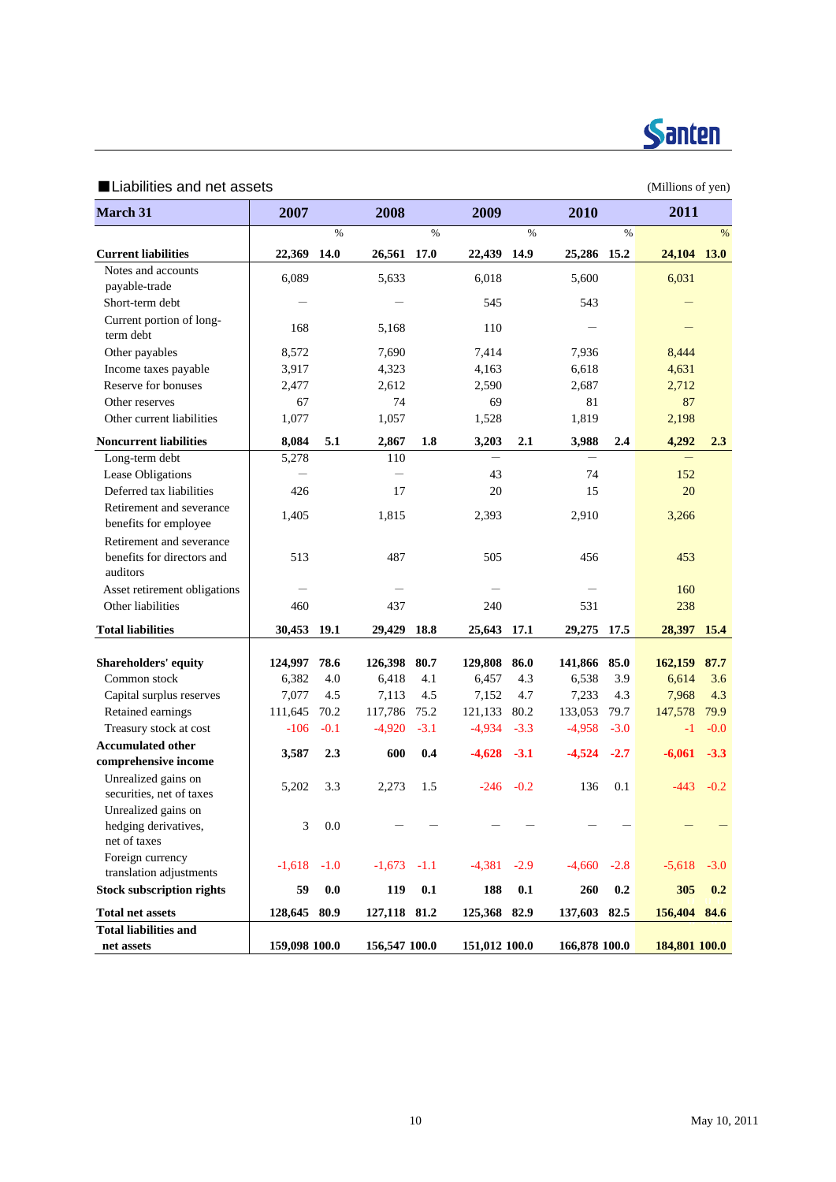## ■Liabilities and net assets

(Millions of yen)

| March 31 | 2007 | % | 2008 | % | 2009 | % | 2010 | % | 2011 | % |
|---|---|---|---|---|---|---|---|---|---|---|
| **Current liabilities** | **22,369** | **14.0** | **26,561** | **17.0** | **22,439** | **14.9** | **25,286** | **15.2** | **24,104** | **13.0** |
| Notes and accounts payable-trade | 6,089 | | 5,633 | | 6,018 | | 5,600 | | 6,031 | |
| Short-term debt | — | | — | | 545 | | 543 | | — | |
| Current portion of long-term debt | 168 | | 5,168 | | 110 | | — | | — | |
| Other payables | 8,572 | | 7,690 | | 7,414 | | 7,936 | | 8,444 | |
| Income taxes payable | 3,917 | | 4,323 | | 4,163 | | 6,618 | | 4,631 | |
| Reserve for bonuses | 2,477 | | 2,612 | | 2,590 | | 2,687 | | 2,712 | |
| Other reserves | 67 | | 74 | | 69 | | 81 | | 87 | |
| Other current liabilities | 1,077 | | 1,057 | | 1,528 | | 1,819 | | 2,198 | |
| **Noncurrent liabilities** | **8,084** | **5.1** | **2,867** | **1.8** | **3,203** | **2.1** | **3,988** | **2.4** | **4,292** | **2.3** |
| Long-term debt | 5,278 | | 110 | | — | | — | | — | |
| Lease Obligations | — | | — | | 43 | | 74 | | 152 | |
| Deferred tax liabilities | 426 | | 17 | | 20 | | 15 | | 20 | |
| Retirement and severance benefits for employee | 1,405 | | 1,815 | | 2,393 | | 2,910 | | 3,266 | |
| Retirement and severance benefits for directors and auditors | 513 | | 487 | | 505 | | 456 | | 453 | |
| Asset retirement obligations | — | | — | | — | | — | | 160 | |
| Other liabilities | 460 | | 437 | | 240 | | 531 | | 238 | |
| **Total liabilities** | **30,453** | **19.1** | **29,429** | **18.8** | **25,643** | **17.1** | **29,275** | **17.5** | **28,397** | **15.4** |
| **Shareholders' equity** | **124,997** | **78.6** | **126,398** | **80.7** | **129,808** | **86.0** | **141,866** | **85.0** | **162,159** | **87.7** |
| Common stock | 6,382 | 4.0 | 6,418 | 4.1 | 6,457 | 4.3 | 6,538 | 3.9 | 6,614 | 3.6 |
| Capital surplus reserves | 7,077 | 4.5 | 7,113 | 4.5 | 7,152 | 4.7 | 7,233 | 4.3 | 7,968 | 4.3 |
| Retained earnings | 111,645 | 70.2 | 117,786 | 75.2 | 121,133 | 80.2 | 133,053 | 79.7 | 147,578 | 79.9 |
| Treasury stock at cost | -106 | -0.1 | -4,920 | -3.1 | -4,934 | -3.3 | -4,958 | -3.0 | -1 | -0.0 |
| **Accumulated other comprehensive income** | **3,587** | **2.3** | **600** | **0.4** | **-4,628** | **-3.1** | **-4,524** | **-2.7** | **-6,061** | **-3.3** |
| Unrealized gains on securities, net of taxes | 5,202 | 3.3 | 2,273 | 1.5 | -246 | -0.2 | 136 | 0.1 | -443 | -0.2 |
| Unrealized gains on hedging derivatives, net of taxes | 3 | 0.0 | — | — | — | — | — | — | — | — |
| Foreign currency translation adjustments | -1,618 | -1.0 | -1,673 | -1.1 | -4,381 | -2.9 | -4,660 | -2.8 | -5,618 | -3.0 |
| **Stock subscription rights** | **59** | **0.0** | **119** | **0.1** | **188** | **0.1** | **260** | **0.2** | **305** | **0.2** |
| **Total net assets** | **128,645** | **80.9** | **127,118** | **81.2** | **125,368** | **82.9** | **137,603** | **82.5** | **156,404** | **84.6** |
| **Total liabilities and net assets** | **159,098** | **100.0** | **156,547** | **100.0** | **151,012** | **100.0** | **166,878** | **100.0** | **184,801** | **100.0** |

May 10, 2011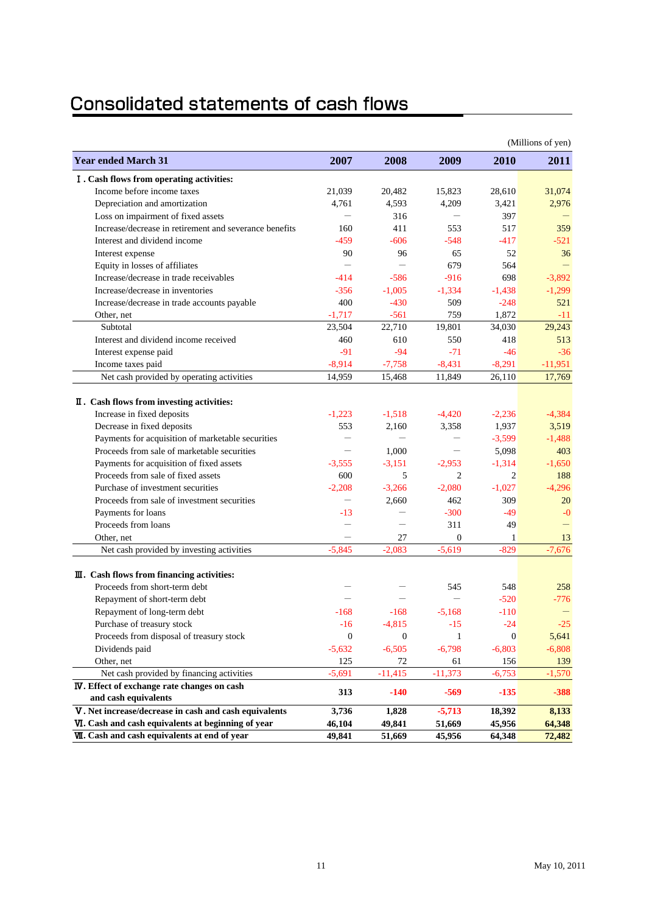# Consolidated statements of cash flows

(Millions of yen)

| Year ended March 31 | 2007 | 2008 | 2009 | 2010 | 2011 |
|---|---|---|---|---|---|
| **Ⅰ. Cash flows from operating activities:** | | | | | |
| Income before income taxes | 21,039 | 20,482 | 15,823 | 28,610 | 31,074 |
| Depreciation and amortization | 4,761 | 4,593 | 4,209 | 3,421 | 2,976 |
| Loss on impairment of fixed assets | — | 316 | — | 397 | — |
| Increase/decrease in retirement and severance benefits | 160 | 411 | 553 | 517 | 359 |
| Interest and dividend income | -459 | -606 | -548 | -417 | -521 |
| Interest expense | 90 | 96 | 65 | 52 | 36 |
| Equity in losses of affiliates | — | — | 679 | 564 | — |
| Increase/decrease in trade receivables | -414 | -586 | -916 | 698 | -3,892 |
| Increase/decrease in inventories | -356 | -1,005 | -1,334 | -1,438 | -1,299 |
| Increase/decrease in trade accounts payable | 400 | -430 | 509 | -248 | 521 |
| Other, net | -1,717 | -561 | 759 | 1,872 | -11 |
| Subtotal | 23,504 | 22,710 | 19,801 | 34,030 | 29,243 |
| Interest and dividend income received | 460 | 610 | 550 | 418 | 513 |
| Interest expense paid | -91 | -94 | -71 | -46 | -36 |
| Income taxes paid | -8,914 | -7,758 | -8,431 | -8,291 | -11,951 |
| Net cash provided by operating activities | 14,959 | 15,468 | 11,849 | 26,110 | 17,769 |
| **Ⅱ. Cash flows from investing activities:** | | | | | |
| Increase in fixed deposits | -1,223 | -1,518 | -4,420 | -2,236 | -4,384 |
| Decrease in fixed deposits | 553 | 2,160 | 3,358 | 1,937 | 3,519 |
| Payments for acquisition of marketable securities | — | — | — | -3,599 | -1,488 |
| Proceeds from sale of marketable securities | — | 1,000 | — | 5,098 | 403 |
| Payments for acquisition of fixed assets | -3,555 | -3,151 | -2,953 | -1,314 | -1,650 |
| Proceeds from sale of fixed assets | 600 | 5 | 2 | 2 | 188 |
| Purchase of investment securities | -2,208 | -3,266 | -2,080 | -1,027 | -4,296 |
| Proceeds from sale of investment securities | — | 2,660 | 462 | 309 | 20 |
| Payments for loans | -13 | — | -300 | -49 | -0 |
| Proceeds from loans | — | — | 311 | 49 | — |
| Other, net | — | 27 | 0 | 1 | 13 |
| Net cash provided by investing activities | -5,845 | -2,083 | -5,619 | -829 | -7,676 |
| **Ⅲ. Cash flows from financing activities:** | | | | | |
| Proceeds from short-term debt | — | — | 545 | 548 | 258 |
| Repayment of short-term debt | — | — | — | -520 | -776 |
| Repayment of long-term debt | -168 | -168 | -5,168 | -110 | — |
| Purchase of treasury stock | -16 | -4,815 | -15 | -24 | -25 |
| Proceeds from disposal of treasury stock | 0 | 0 | 1 | 0 | 5,641 |
| Dividends paid | -5,632 | -6,505 | -6,798 | -6,803 | -6,808 |
| Other, net | 125 | 72 | 61 | 156 | 139 |
| Net cash provided by financing activities | -5,691 | -11,415 | -11,373 | -6,753 | -1,570 |
| **Ⅳ. Effect of exchange rate changes on cash and cash equivalents** | **313** | **-140** | **-569** | **-135** | **-388** |
| **Ⅴ. Net increase/decrease in cash and cash equivalents** | **3,736** | **1,828** | **-5,713** | **18,392** | **8,133** |
| **Ⅵ. Cash and cash equivalents at beginning of year** | **46,104** | **49,841** | **51,669** | **45,956** | **64,348** |
| **Ⅶ. Cash and cash equivalents at end of year** | **49,841** | **51,669** | **45,956** | **64,348** | **72,482** |

May 10, 2011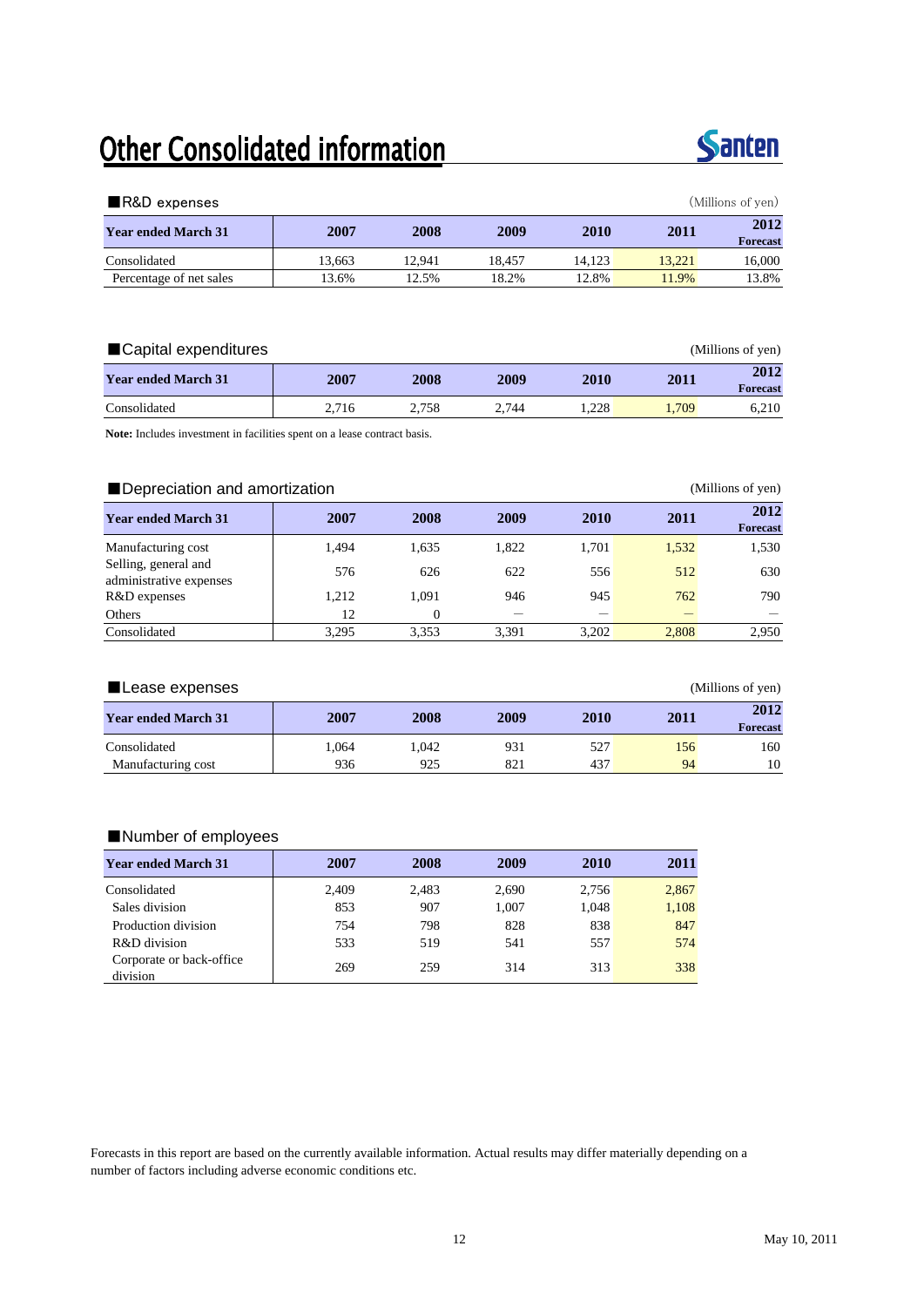# Other Consolidated information

## ■R&D expenses

(Millions of yen)

| Year ended March 31 | 2007 | 2008 | 2009 | 2010 | 2011 | 2012 Forecast |
|---|---|---|---|---|---|---|
| Consolidated | 13,663 | 12,941 | 18,457 | 14,123 | 13,221 | 16,000 |
| Percentage of net sales | 13.6% | 12.5% | 18.2% | 12.8% | 11.9% | 13.8% |

## ■Capital expenditures

(Millions of yen)

| Year ended March 31 | 2007 | 2008 | 2009 | 2010 | 2011 | 2012 Forecast |
|---|---|---|---|---|---|---|
| Consolidated | 2,716 | 2,758 | 2,744 | 1,228 | 1,709 | 6,210 |

**Note:** Includes investment in facilities spent on a lease contract basis.

## ■Depreciation and amortization

(Millions of yen)

| Year ended March 31 | 2007 | 2008 | 2009 | 2010 | 2011 | 2012 Forecast |
|---|---|---|---|---|---|---|
| Manufacturing cost | 1,494 | 1,635 | 1,822 | 1,701 | 1,532 | 1,530 |
| Selling, general and administrative expenses | 576 | 626 | 622 | 556 | 512 | 630 |
| R&D expenses | 1,212 | 1,091 | 946 | 945 | 762 | 790 |
| Others | 12 | 0 | — | — | — | — |
| Consolidated | 3,295 | 3,353 | 3,391 | 3,202 | 2,808 | 2,950 |

## ■Lease expenses

(Millions of yen)

| Year ended March 31 | 2007 | 2008 | 2009 | 2010 | 2011 | 2012 Forecast |
|---|---|---|---|---|---|---|
| Consolidated | 1,064 | 1,042 | 931 | 527 | 156 | 160 |
| Manufacturing cost | 936 | 925 | 821 | 437 | 94 | 10 |

## ■Number of employees

| Year ended March 31 | 2007 | 2008 | 2009 | 2010 | 2011 |
|---|---|---|---|---|---|
| Consolidated | 2,409 | 2,483 | 2,690 | 2,756 | 2,867 |
| Sales division | 853 | 907 | 1,007 | 1,048 | 1,108 |
| Production division | 754 | 798 | 828 | 838 | 847 |
| R&D division | 533 | 519 | 541 | 557 | 574 |
| Corporate or back-office division | 269 | 259 | 314 | 313 | 338 |

Forecasts in this report are based on the currently available information. Actual results may differ materially depending on a number of factors including adverse economic conditions etc.

May 10, 2011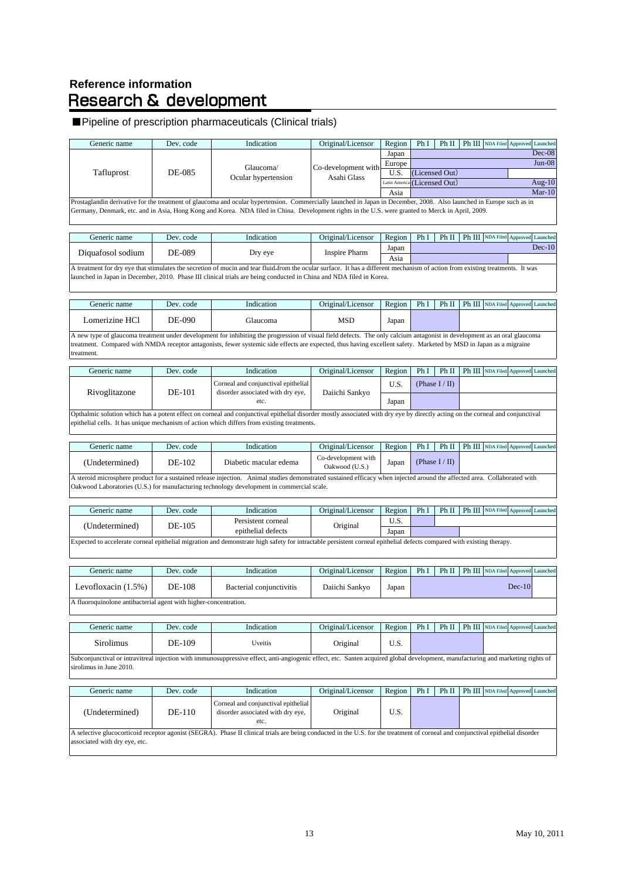# Reference information

## Research & development

### ■Pipeline of prescription pharmaceuticals (Clinical trials)

| Generic name | Dev. code | Indication | Original/Licensor | Region | Ph I | Ph II | Ph III | NDA Filed | Approved | Launched |
|---|---|---|---|---|---|---|---|---|---|---|
| Tafluprost | DE-085 | Glaucoma/ Ocular hypertension | Co-development with Asahi Glass | Japan | | | | | | Dec-08 |
| | | | | Europe | | | | | | Jun-08 |
| | | | | U.S. | (Licensed Out) | | | | | |
| | | | | Latin America | (Licensed Out) | | | | | Aug-10 |
| | | | | Asia | | | | | | Mar-10 |

Prostaglandin derivative for the treatment of glaucoma and ocular hypertension. Commercially launched in Japan in December, 2008. Also launched in Europe such as in Germany, Denmark, etc. and in Asia, Hong Kong and Korea. NDA filed in China. Development rights in the U.S. were granted to Merck in April, 2009.

| Generic name | Dev. code | Indication | Original/Licensor | Region | Ph I | Ph II | Ph III | NDA Filed | Approved | Launched |
|---|---|---|---|---|---|---|---|---|---|---|
| Diquafosol sodium | DE-089 | Dry eye | Inspire Pharm | Japan | | | | | | Dec-10 |
| | | | | Asia | | | | | | |

A treatment for dry eye that stimulates the secretion of mucin and tear fluid from the ocular surface. It has a different mechanism of action from existing treatments. It was launched in Japan in December, 2010. Phase III clinical trials are being conducted in China and NDA filed in Korea.

| Generic name | Dev. code | Indication | Original/Licensor | Region | Ph I | Ph II | Ph III | NDA Filed | Approved | Launched |
|---|---|---|---|---|---|---|---|---|---|---|
| Lomerizine HCl | DE-090 | Glaucoma | MSD | Japan | | | | | | |

A new type of glaucoma treatment under development for inhibiting the progression of visual field defects. The only calcium antagonist in development as an oral glaucoma treatment. Compared with NMDA receptor antagonists, fewer systemic side effects are expected, thus having excellent safety. Marketed by MSD in Japan as a migraine treatment.

| Generic name | Dev. code | Indication | Original/Licensor | Region | Ph I | Ph II | Ph III | NDA Filed | Approved | Launched |
|---|---|---|---|---|---|---|---|---|---|---|
| Rivoglitazone | DE-101 | Corneal and conjunctival epithelial disorder associated with dry eye, etc. | Daiichi Sankyo | U.S. | (Phase I / II) | | | | | |
| | | | | Japan | | | | | | |

Opthalmic solution which has a potent effect on corneal and conjunctival epithelial disorder mostly associated with dry eye by directly acting on the corneal and conjunctival epithelial cells. It has unique mechanism of action which differs from existing treatments.

| Generic name | Dev. code | Indication | Original/Licensor | Region | Ph I | Ph II | Ph III | NDA Filed | Approved | Launched |
|---|---|---|---|---|---|---|---|---|---|---|
| (Undetermined) | DE-102 | Diabetic macular edema | Co-development with Oakwood (U.S.) | Japan | (Phase I / II) | | | | | |

A steroid microsphere product for a sustained release injection. Animal studies demonstrated sustained efficacy when injected around the affected area. Collaborated with Oakwood Laboratories (U.S.) for manufacturing technology development in commercial scale.

| Generic name | Dev. code | Indication | Original/Licensor | Region | Ph I | Ph II | Ph III | NDA Filed | Approved | Launched |
|---|---|---|---|---|---|---|---|---|---|---|
| (Undetermined) | DE-105 | Persistent corneal epithelial defects | Original | U.S. | | | | | | |
| | | | | Japan | | | | | | |

Expected to accelerate corneal epithelial migration and demonstrate high safety for intractable persistent corneal epithelial defects compared with existing therapy.

| Generic name | Dev. code | Indication | Original/Licensor | Region | Ph I | Ph II | Ph III | NDA Filed | Approved | Launched |
|---|---|---|---|---|---|---|---|---|---|---|
| Levofloxacin (1.5%) | DE-108 | Bacterial conjunctivitis | Daiichi Sankyo | Japan | | | | | Dec-10 | |

A fluoroquinolone antibacterial agent with higher-concentration.

| Generic name | Dev. code | Indication | Original/Licensor | Region | Ph I | Ph II | Ph III | NDA Filed | Approved | Launched |
|---|---|---|---|---|---|---|---|---|---|---|
| Sirolimus | DE-109 | Uveitis | Original | U.S. | | | | | | |

Subconjunctival or intravitreal injection with immunosuppressive effect, anti-angiogenic effect, etc. Santen acquired global development, manufacturing and marketing rights of sirolimus in June 2010.

| Generic name | Dev. code | Indication | Original/Licensor | Region | Ph I | Ph II | Ph III | NDA Filed | Approved | Launched |
|---|---|---|---|---|---|---|---|---|---|---|
| (Undetermined) | DE-110 | Corneal and conjunctival epithelial disorder associated with dry eye, etc. | Original | U.S. | | | | | | |

A selective glucocorticoid receptor agonist (SEGRA). Phase II clinical trials are being conducted in the U.S. for the treatment of corneal and conjunctival epithelial disorder associated with dry eye, etc.

May 10, 2011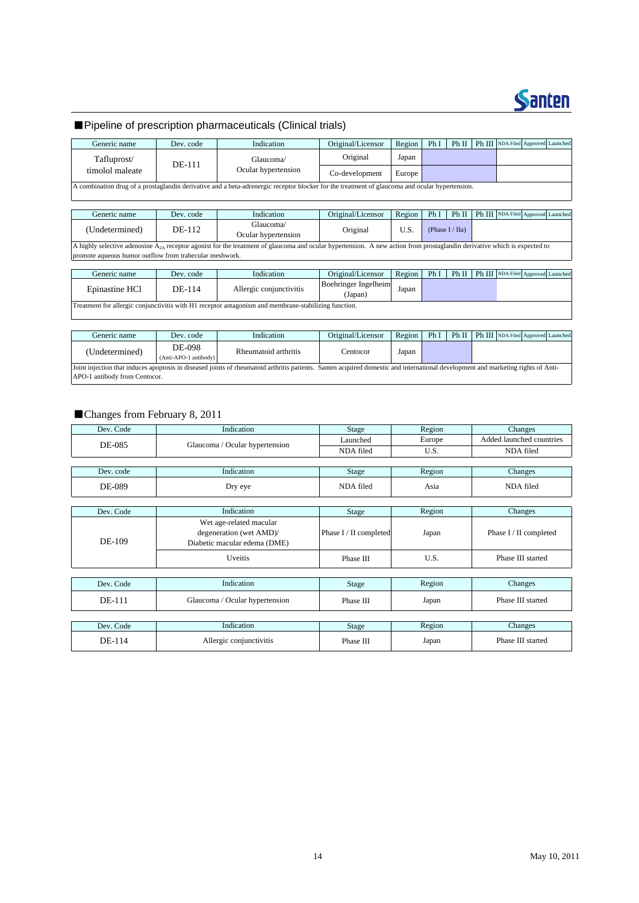## ■Pipeline of prescription pharmaceuticals (Clinical trials)

| Generic name | Dev. code | Indication | Original/Licensor | Region | Ph I | Ph II | Ph III | NDA Filed | Approved | Launched |
|---|---|---|---|---|---|---|---|---|---|---|
| Tafluprost/ timolol maleate | DE-111 | Glaucoma/ Ocular hypertension | Original | Japan | | | | | | |
| | | | Co-development | Europe | | | | | | |

A combination drug of a prostaglandin derivative and a beta-adrenergic receptor blocker for the treatment of glaucoma and ocular hypertension.

| Generic name | Dev. code | Indication | Original/Licensor | Region | Ph I | Ph II | Ph III | NDA Filed | Approved | Launched |
|---|---|---|---|---|---|---|---|---|---|---|
| (Undetermined) | DE-112 | Glaucoma/ Ocular hypertension | Original | U.S. | (Phase I / IIa) | | | | | |

A highly selective adenosine $A_{2A}$ receptor agonist for the treatment of glaucoma and ocular hypertension. A new action from prostaglandin derivative which is expected to promote aqueous humor outflow from trabecular meshwork.

| Generic name | Dev. code | Indication | Original/Licensor | Region | Ph I | Ph II | Ph III | NDA Filed | Approved | Launched |
|---|---|---|---|---|---|---|---|---|---|---|
| Epinastine HCl | DE-114 | Allergic conjunctivitis | Boehringer Ingelheim (Japan) | Japan | | | | | | |

Treatment for allergic conjunctivitis with H1 receptor antagonism and membrane-stabilizing function.

| Generic name | Dev. code | Indication | Original/Licensor | Region | Ph I | Ph II | Ph III | NDA Filed | Approved | Launched |
|---|---|---|---|---|---|---|---|---|---|---|
| (Undetermined) | DE-098 (Anti-APO-1 antibody) | Rheumatoid arthritis | Centocor | Japan | | | | | | |

Joint injection that induces apoptosis in diseased joints of rheumatoid arthritis patients. Santen acquired domestic and international development and marketing rights of Anti-APO-1 antibody from Centocor.

## ■Changes from February 8, 2011

| Dev. Code | Indication | Stage | Region | Changes |
|---|---|---|---|---|
| DE-085 | Glaucoma / Ocular hypertension | Launched | Europe | Added launched countries |
| | | NDA filed | U.S. | NDA filed |

| Dev. code | Indication | Stage | Region | Changes |
|---|---|---|---|---|
| DE-089 | Dry eye | NDA filed | Asia | NDA filed |

| Dev. Code | Indication | Stage | Region | Changes |
|---|---|---|---|---|
| DE-109 | Wet age-related macular degeneration (wet AMD)/ Diabetic macular edema (DME) | Phase I / II completed | Japan | Phase I / II completed |
| | Uveitis | Phase III | U.S. | Phase III started |

| Dev. Code | Indication | Stage | Region | Changes |
|---|---|---|---|---|
| DE-111 | Glaucoma / Ocular hypertension | Phase III | Japan | Phase III started |

| Dev. Code | Indication | Stage | Region | Changes |
|---|---|---|---|---|
| DE-114 | Allergic conjunctivitis | Phase III | Japan | Phase III started |

May 10, 2011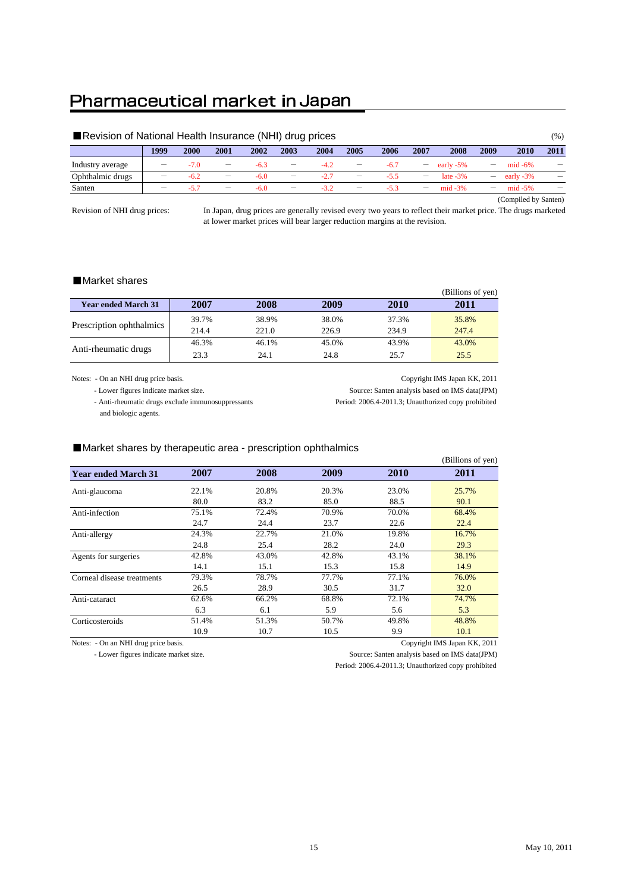# Pharmaceutical market in Japan

## ■Revision of National Health Insurance (NHI) drug prices

(%)

| | 1999 | 2000 | 2001 | 2002 | 2003 | 2004 | 2005 | 2006 | 2007 | 2008 | 2009 | 2010 | 2011 |
|---|---|---|---|---|---|---|---|---|---|---|---|---|---|
| Industry average | ― | -7.0 | ― | -6.3 | ― | -4.2 | ― | -6.7 | ― | early -5% | ― | mid -6% | ― |
| Ophthalmic drugs | ― | -6.2 | ― | -6.0 | ― | -2.7 | ― | -5.5 | ― | late -3% | ― | early -3% | ― |
| Santen | ― | -5.7 | ― | -6.0 | ― | -3.2 | ― | -5.3 | ― | mid -3% | ― | mid -5% | ― |

(Compiled by Santen)

Revision of NHI drug prices: In Japan, drug prices are generally revised every two years to reflect their market price. The drugs marketed at lower market prices will bear larger reduction margins at the revision.

## ■Market shares

(Billions of yen)

| Year ended March 31 | 2007 | 2008 | 2009 | 2010 | 2011 |
|---|---|---|---|---|---|
| Prescription ophthalmics | 39.7% | 38.9% | 38.0% | 37.3% | 35.8% |
| | 214.4 | 221.0 | 226.9 | 234.9 | 247.4 |
| Anti-rheumatic drugs | 46.3% | 46.1% | 45.0% | 43.9% | 43.0% |
| | 23.3 | 24.1 | 24.8 | 25.7 | 25.5 |

Notes: - On an NHI drug price basis.
- Lower figures indicate market size.
- Anti-rheumatic drugs exclude immunosuppressants and biologic agents.

Copyright IMS Japan KK, 2011
Source: Santen analysis based on IMS data(JPM)
Period: 2006.4-2011.3; Unauthorized copy prohibited

## ■Market shares by therapeutic area - prescription ophthalmics

(Billions of yen)

| Year ended March 31 | 2007 | 2008 | 2009 | 2010 | 2011 |
|---|---|---|---|---|---|
| Anti-glaucoma | 22.1% | 20.8% | 20.3% | 23.0% | 25.7% |
| | 80.0 | 83.2 | 85.0 | 88.5 | 90.1 |
| Anti-infection | 75.1% | 72.4% | 70.9% | 70.0% | 68.4% |
| | 24.7 | 24.4 | 23.7 | 22.6 | 22.4 |
| Anti-allergy | 24.3% | 22.7% | 21.0% | 19.8% | 16.7% |
| | 24.8 | 25.4 | 28.2 | 24.0 | 29.3 |
| Agents for surgeries | 42.8% | 43.0% | 42.8% | 43.1% | 38.1% |
| | 14.1 | 15.1 | 15.3 | 15.8 | 14.9 |
| Corneal disease treatments | 79.3% | 78.7% | 77.7% | 77.1% | 76.0% |
| | 26.5 | 28.9 | 30.5 | 31.7 | 32.0 |
| Anti-cataract | 62.6% | 66.2% | 68.8% | 72.1% | 74.7% |
| | 6.3 | 6.1 | 5.9 | 5.6 | 5.3 |
| Corticosteroids | 51.4% | 51.3% | 50.7% | 49.8% | 48.8% |
| | 10.9 | 10.7 | 10.5 | 9.9 | 10.1 |

Notes: - On an NHI drug price basis.
- Lower figures indicate market size.

Copyright IMS Japan KK, 2011
Source: Santen analysis based on IMS data(JPM)
Period: 2006.4-2011.3; Unauthorized copy prohibited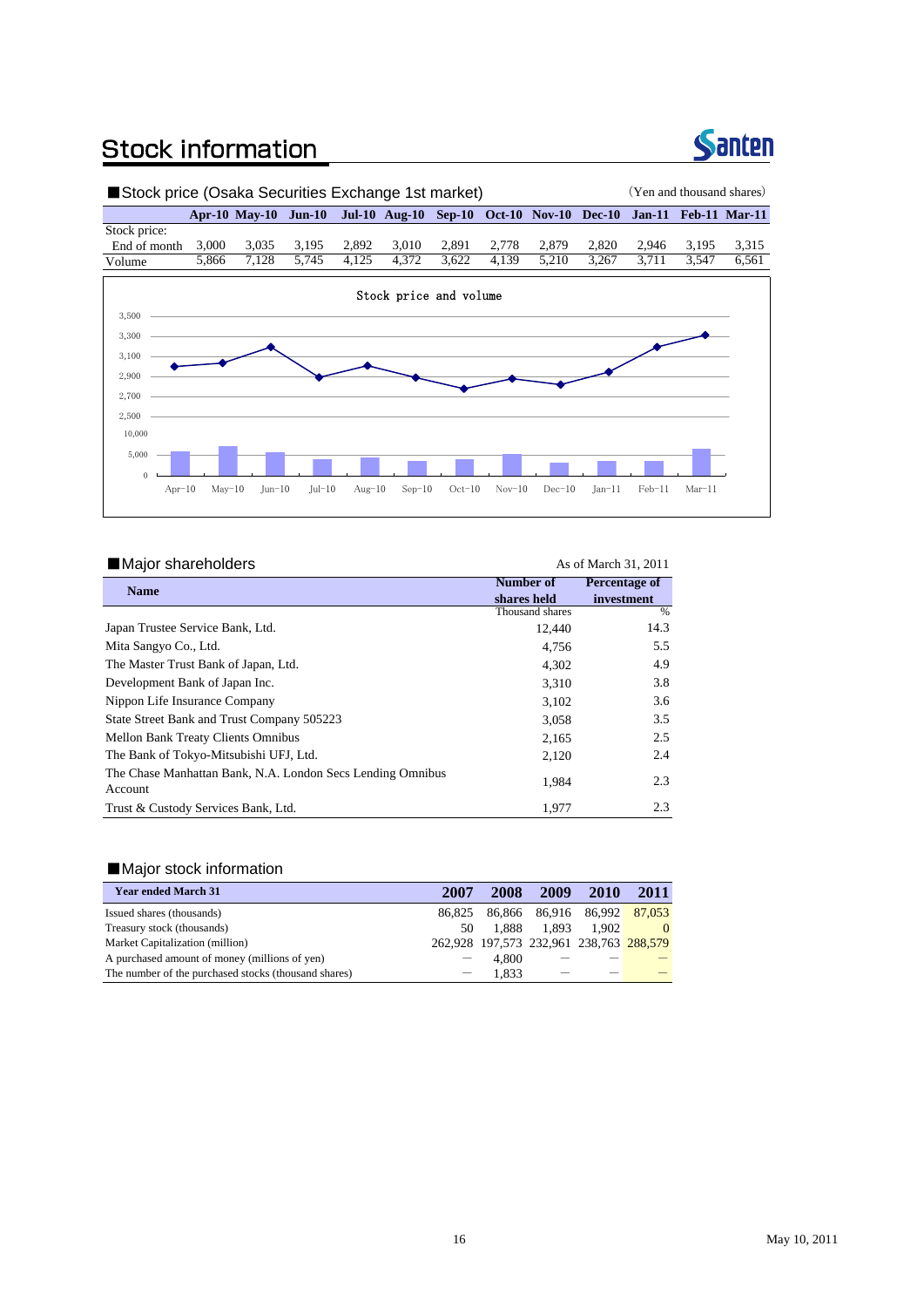# Stock information

## ■Stock price (Osaka Securities Exchange 1st market)

(Yen and thousand shares)

| | Apr-10 | May-10 | Jun-10 | Jul-10 | Aug-10 | Sep-10 | Oct-10 | Nov-10 | Dec-10 | Jan-11 | Feb-11 | Mar-11 |
|---|---|---|---|---|---|---|---|---|---|---|---|---|
| Stock price: End of month | 3,000 | 3,035 | 3,195 | 2,892 | 3,010 | 2,891 | 2,778 | 2,879 | 2,820 | 2,946 | 3,195 | 3,315 |
| Volume | 5,866 | 7,128 | 5,745 | 4,125 | 4,372 | 3,622 | 4,139 | 5,210 | 3,267 | 3,711 | 3,547 | 6,561 |

Stock price and volume

## ■Major shareholders

As of March 31, 2011

| Name | Number of shares held (Thousand shares) | Percentage of investment (%) |
|---|---|---|
| Japan Trustee Service Bank, Ltd. | 12,440 | 14.3 |
| Mita Sangyo Co., Ltd. | 4,756 | 5.5 |
| The Master Trust Bank of Japan, Ltd. | 4,302 | 4.9 |
| Development Bank of Japan Inc. | 3,310 | 3.8 |
| Nippon Life Insurance Company | 3,102 | 3.6 |
| State Street Bank and Trust Company 505223 | 3,058 | 3.5 |
| Mellon Bank Treaty Clients Omnibus | 2,165 | 2.5 |
| The Bank of Tokyo-Mitsubishi UFJ, Ltd. | 2,120 | 2.4 |
| The Chase Manhattan Bank, N.A. London Secs Lending Omnibus Account | 1,984 | 2.3 |
| Trust & Custody Services Bank, Ltd. | 1,977 | 2.3 |

## ■Major stock information

| Year ended March 31 | 2007 | 2008 | 2009 | 2010 | 2011 |
|---|---|---|---|---|---|
| Issued shares (thousands) | 86,825 | 86,866 | 86,916 | 86,992 | 87,053 |
| Treasury stock (thousands) | 50 | 1,888 | 1,893 | 1,902 | 0 |
| Market Capitalization (million) | 262,928 | 197,573 | 232,961 | 238,763 | 288,579 |
| A purchased amount of money (millions of yen) | ― | 4,800 | ― | ― | ― |
| The number of the purchased stocks (thousand shares) | ― | 1,833 | ― | ― | ― |

May 10, 2011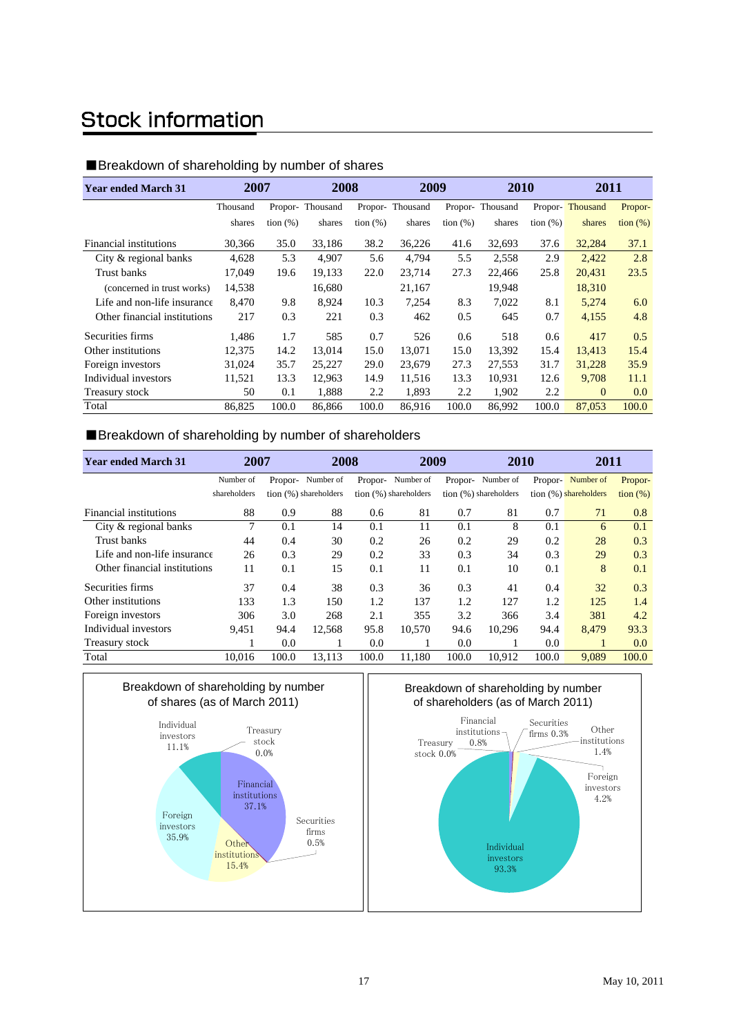# Stock information

## ■Breakdown of shareholding by number of shares

| Year ended March 31 | 2007 | | 2008 | | 2009 | | 2010 | | 2011 | |
|---|---|---|---|---|---|---|---|---|---|---|
| | Thousand shares | Proportion (%) | Thousand shares | Proportion (%) | Thousand shares | Proportion (%) | Thousand shares | Proportion (%) | Thousand shares | Proportion (%) |
| Financial institutions | 30,366 | 35.0 | 33,186 | 38.2 | 36,226 | 41.6 | 32,693 | 37.6 | 32,284 | 37.1 |
| City & regional banks | 4,628 | 5.3 | 4,907 | 5.6 | 4,794 | 5.5 | 2,558 | 2.9 | 2,422 | 2.8 |
| Trust banks | 17,049 | 19.6 | 19,133 | 22.0 | 23,714 | 27.3 | 22,466 | 25.8 | 20,431 | 23.5 |
| (concerned in trust works) | 14,538 | | 16,680 | | 21,167 | | 19,948 | | 18,310 | |
| Life and non-life insurance | 8,470 | 9.8 | 8,924 | 10.3 | 7,254 | 8.3 | 7,022 | 8.1 | 5,274 | 6.0 |
| Other financial institutions | 217 | 0.3 | 221 | 0.3 | 462 | 0.5 | 645 | 0.7 | 4,155 | 4.8 |
| Securities firms | 1,486 | 1.7 | 585 | 0.7 | 526 | 0.6 | 518 | 0.6 | 417 | 0.5 |
| Other institutions | 12,375 | 14.2 | 13,014 | 15.0 | 13,071 | 15.0 | 13,392 | 15.4 | 13,413 | 15.4 |
| Foreign investors | 31,024 | 35.7 | 25,227 | 29.0 | 23,679 | 27.3 | 27,553 | 31.7 | 31,228 | 35.9 |
| Individual investors | 11,521 | 13.3 | 12,963 | 14.9 | 11,516 | 13.3 | 10,931 | 12.6 | 9,708 | 11.1 |
| Treasury stock | 50 | 0.1 | 1,888 | 2.2 | 1,893 | 2.2 | 1,902 | 2.2 | 0 | 0.0 |
| Total | 86,825 | 100.0 | 86,866 | 100.0 | 86,916 | 100.0 | 86,992 | 100.0 | 87,053 | 100.0 |

## ■Breakdown of shareholding by number of shareholders

| Year ended March 31 | 2007 | | 2008 | | 2009 | | 2010 | | 2011 | |
|---|---|---|---|---|---|---|---|---|---|---|
| | Number of shareholders | Proportion (%) | Number of shareholders | Proportion (%) | Number of shareholders | Proportion (%) | Number of shareholders | Proportion (%) | Number of shareholders | Proportion (%) |
| Financial institutions | 88 | 0.9 | 88 | 0.6 | 81 | 0.7 | 81 | 0.7 | 71 | 0.8 |
| City & regional banks | 7 | 0.1 | 14 | 0.1 | 11 | 0.1 | 8 | 0.1 | 6 | 0.1 |
| Trust banks | 44 | 0.4 | 30 | 0.2 | 26 | 0.2 | 29 | 0.2 | 28 | 0.3 |
| Life and non-life insurance | 26 | 0.3 | 29 | 0.2 | 33 | 0.3 | 34 | 0.3 | 29 | 0.3 |
| Other financial institutions | 11 | 0.1 | 15 | 0.1 | 11 | 0.1 | 10 | 0.1 | 8 | 0.1 |
| Securities firms | 37 | 0.4 | 38 | 0.3 | 36 | 0.3 | 41 | 0.4 | 32 | 0.3 |
| Other institutions | 133 | 1.3 | 150 | 1.2 | 137 | 1.2 | 127 | 1.2 | 125 | 1.4 |
| Foreign investors | 306 | 3.0 | 268 | 2.1 | 355 | 3.2 | 366 | 3.4 | 381 | 4.2 |
| Individual investors | 9,451 | 94.4 | 12,568 | 95.8 | 10,570 | 94.6 | 10,296 | 94.4 | 8,479 | 93.3 |
| Treasury stock | 1 | 0.0 | 1 | 0.0 | 1 | 0.0 | 1 | 0.0 | 1 | 0.0 |
| Total | 10,016 | 100.0 | 13,113 | 100.0 | 11,180 | 100.0 | 10,912 | 100.0 | 9,089 | 100.0 |

Breakdown of shareholding by number of shares (as of March 2011)

Financial institutions 37.1%; Securities firms 0.5%; Other institutions 15.4%; Foreign investors 35.9%; Individual investors 11.1%; Treasury stock 0.0%

Breakdown of shareholding by number of shareholders (as of March 2011)

Financial institutions 0.8%; Securities firms 0.3%; Other institutions 1.4%; Foreign investors 4.2%; Individual investors 93.3%; Treasury stock 0.0%

May 10, 2011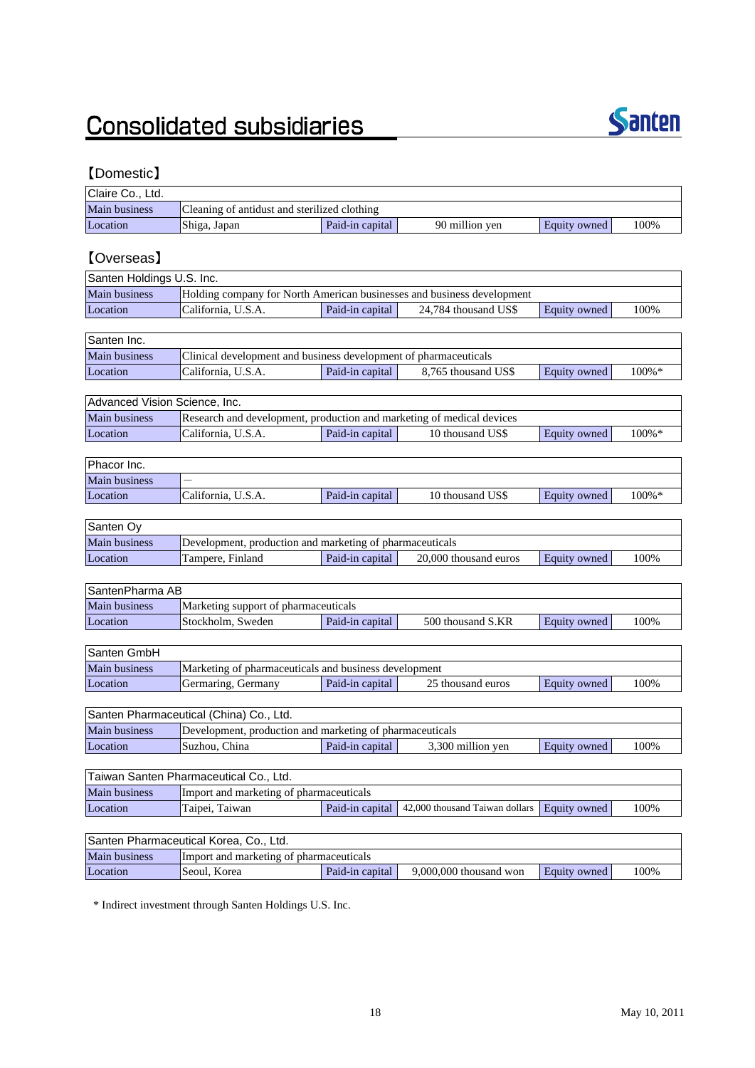# Consolidated subsidiaries

## 【Domestic】

| Claire Co., Ltd. | | | | | |
|---|---|---|---|---|---|
| Main business | Cleaning of antidust and sterilized clothing | | | | |
| Location | Shiga, Japan | Paid-in capital | 90 million yen | Equity owned | 100% |

## 【Overseas】

| Santen Holdings U.S. Inc. | | | | | |
|---|---|---|---|---|---|
| Main business | Holding company for North American businesses and business development | | | | |
| Location | California, U.S.A. | Paid-in capital | 24,784 thousand US$ | Equity owned | 100% |

| Santen Inc. | | | | | |
|---|---|---|---|---|---|
| Main business | Clinical development and business development of pharmaceuticals | | | | |
| Location | California, U.S.A. | Paid-in capital | 8,765 thousand US$ | Equity owned | 100%* |

| Advanced Vision Science, Inc. | | | | | |
|---|---|---|---|---|---|
| Main business | Research and development, production and marketing of medical devices | | | | |
| Location | California, U.S.A. | Paid-in capital | 10 thousand US$ | Equity owned | 100%* |

| Phacor Inc. | | | | | |
|---|---|---|---|---|---|
| Main business | — | | | | |
| Location | California, U.S.A. | Paid-in capital | 10 thousand US$ | Equity owned | 100%* |

| Santen Oy | | | | | |
|---|---|---|---|---|---|
| Main business | Development, production and marketing of pharmaceuticals | | | | |
| Location | Tampere, Finland | Paid-in capital | 20,000 thousand euros | Equity owned | 100% |

| SantenPharma AB | | | | | |
|---|---|---|---|---|---|
| Main business | Marketing support of pharmaceuticals | | | | |
| Location | Stockholm, Sweden | Paid-in capital | 500 thousand S.KR | Equity owned | 100% |

| Santen GmbH | | | | | |
|---|---|---|---|---|---|
| Main business | Marketing of pharmaceuticals and business development | | | | |
| Location | Germaring, Germany | Paid-in capital | 25 thousand euros | Equity owned | 100% |

| Santen Pharmaceutical (China) Co., Ltd. | | | | | |
|---|---|---|---|---|---|
| Main business | Development, production and marketing of pharmaceuticals | | | | |
| Location | Suzhou, China | Paid-in capital | 3,300 million yen | Equity owned | 100% |

| Taiwan Santen Pharmaceutical Co., Ltd. | | | | | |
|---|---|---|---|---|---|
| Main business | Import and marketing of pharmaceuticals | | | | |
| Location | Taipei, Taiwan | Paid-in capital | 42,000 thousand Taiwan dollars | Equity owned | 100% |

| Santen Pharmaceutical Korea, Co., Ltd. | | | | | |
|---|---|---|---|---|---|
| Main business | Import and marketing of pharmaceuticals | | | | |
| Location | Seoul, Korea | Paid-in capital | 9,000,000 thousand won | Equity owned | 100% |

* Indirect investment through Santen Holdings U.S. Inc.

May 10, 2011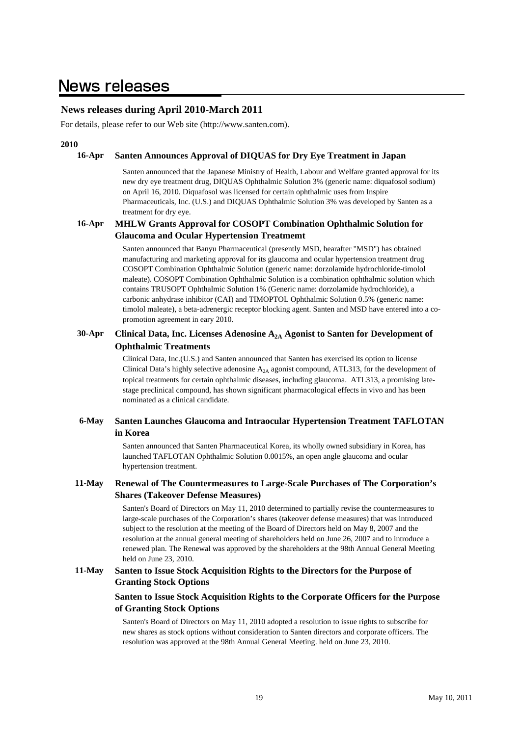# News releases

## News releases during April 2010-March 2011

For details, please refer to our Web site (http://www.santen.com).

**2010**

**16-Apr Santen Announces Approval of DIQUAS for Dry Eye Treatment in Japan**

Santen announced that the Japanese Ministry of Health, Labour and Welfare granted approval for its new dry eye treatment drug, DIQUAS Ophthalmic Solution 3% (generic name: diquafosol sodium) on April 16, 2010. Diquafosol was licensed for certain ophthalmic uses from Inspire Pharmaceuticals, Inc. (U.S.) and DIQUAS Ophthalmic Solution 3% was developed by Santen as a treatment for dry eye.

**16-Apr MHLW Grants Approval for COSOPT Combination Ophthalmic Solution for Glaucoma and Ocular Hypertension Treatmemt**

Santen announced that Banyu Pharmaceutical (presently MSD, hearafter "MSD") has obtained manufacturing and marketing approval for its glaucoma and ocular hypertension treatment drug COSOPT Combination Ophthalmic Solution (generic name: dorzolamide hydrochloride-timolol maleate). COSOPT Combination Ophthalmic Solution is a combination ophthalmic solution which contains TRUSOPT Ophthalmic Solution 1% (Generic name: dorzolamide hydrochloride), a carbonic anhydrase inhibitor (CAI) and TIMOPTOL Ophthalmic Solution 0.5% (generic name: timolol maleate), a beta-adrenergic receptor blocking agent. Santen and MSD have entered into a co-promotion agreement in eary 2010.

**30-Apr Clinical Data, Inc. Licenses Adenosine $A_{2A}$ Agonist to Santen for Development of Ophthalmic Treatments**

Clinical Data, Inc.(U.S.) and Santen announced that Santen has exercised its option to license Clinical Data's highly selective adenosine $A_{2A}$ agonist compound, ATL313, for the development of topical treatments for certain ophthalmic diseases, including glaucoma. ATL313, a promising late-stage preclinical compound, has shown significant pharmacological effects in vivo and has been nominated as a clinical candidate.

**6-May Santen Launches Glaucoma and Intraocular Hypertension Treatment TAFLOTAN in Korea**

Santen announced that Santen Pharmaceutical Korea, its wholly owned subsidiary in Korea, has launched TAFLOTAN Ophthalmic Solution 0.0015%, an open angle glaucoma and ocular hypertension treatment.

**11-May Renewal of The Countermeasures to Large-Scale Purchases of The Corporation's Shares (Takeover Defense Measures)**

Santen's Board of Directors on May 11, 2010 determined to partially revise the countermeasures to large-scale purchases of the Corporation's shares (takeover defense measures) that was introduced subject to the resolution at the meeting of the Board of Directors held on May 8, 2007 and the resolution at the annual general meeting of shareholders held on June 26, 2007 and to introduce a renewed plan. The Renewal was approved by the shareholders at the 98th Annual General Meeting held on June 23, 2010.

**11-May Santen to Issue Stock Acquisition Rights to the Directors for the Purpose of Granting Stock Options**

**Santen to Issue Stock Acquisition Rights to the Corporate Officers for the Purpose of Granting Stock Options**

Santen's Board of Directors on May 11, 2010 adopted a resolution to issue rights to subscribe for new shares as stock options without consideration to Santen directors and corporate officers. The resolution was approved at the 98th Annual General Meeting. held on June 23, 2010.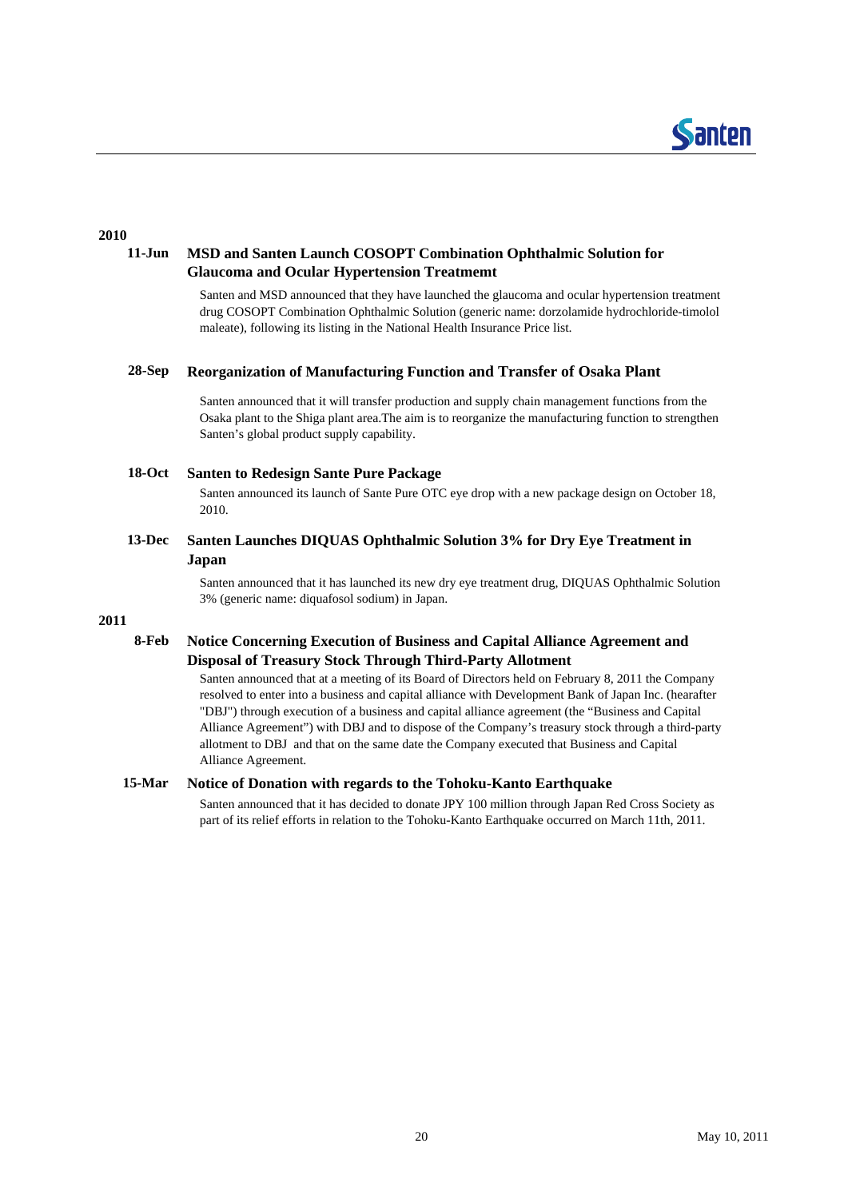## 2010

### 11-Jun **MSD and Santen Launch COSOPT Combination Ophthalmic Solution for Glaucoma and Ocular Hypertension Treatmemt**

Santen and MSD announced that they have launched the glaucoma and ocular hypertension treatment drug COSOPT Combination Ophthalmic Solution (generic name: dorzolamide hydrochloride-timolol maleate), following its listing in the National Health Insurance Price list.

### 28-Sep **Reorganization of Manufacturing Function and Transfer of Osaka Plant**

Santen announced that it will transfer production and supply chain management functions from the Osaka plant to the Shiga plant area.The aim is to reorganize the manufacturing function to strengthen Santen's global product supply capability.

### 18-Oct **Santen to Redesign Sante Pure Package**

Santen announced its launch of Sante Pure OTC eye drop with a new package design on October 18, 2010.

### 13-Dec **Santen Launches DIQUAS Ophthalmic Solution 3% for Dry Eye Treatment in Japan**

Santen announced that it has launched its new dry eye treatment drug, DIQUAS Ophthalmic Solution 3% (generic name: diquafosol sodium) in Japan.

## 2011

### 8-Feb **Notice Concerning Execution of Business and Capital Alliance Agreement and Disposal of Treasury Stock Through Third-Party Allotment**

Santen announced that at a meeting of its Board of Directors held on February 8, 2011 the Company resolved to enter into a business and capital alliance with Development Bank of Japan Inc. (hearafter "DBJ") through execution of a business and capital alliance agreement (the "Business and Capital Alliance Agreement") with DBJ and to dispose of the Company's treasury stock through a third-party allotment to DBJ and that on the same date the Company executed that Business and Capital Alliance Agreement.

### 15-Mar **Notice of Donation with regards to the Tohoku-Kanto Earthquake**

Santen announced that it has decided to donate JPY 100 million through Japan Red Cross Society as part of its relief efforts in relation to the Tohoku-Kanto Earthquake occurred on March 11th, 2011.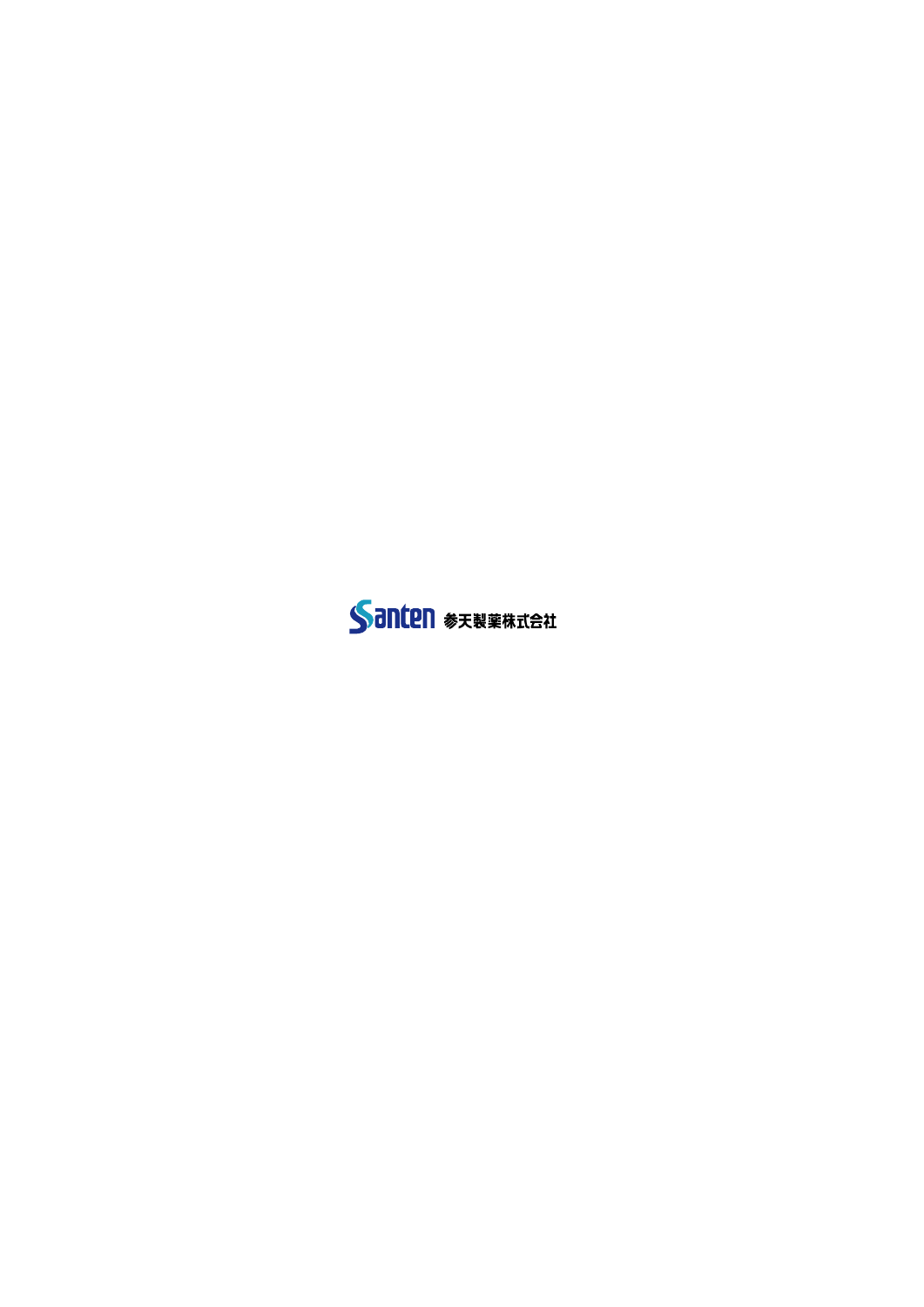Santen 参天製薬株式会社